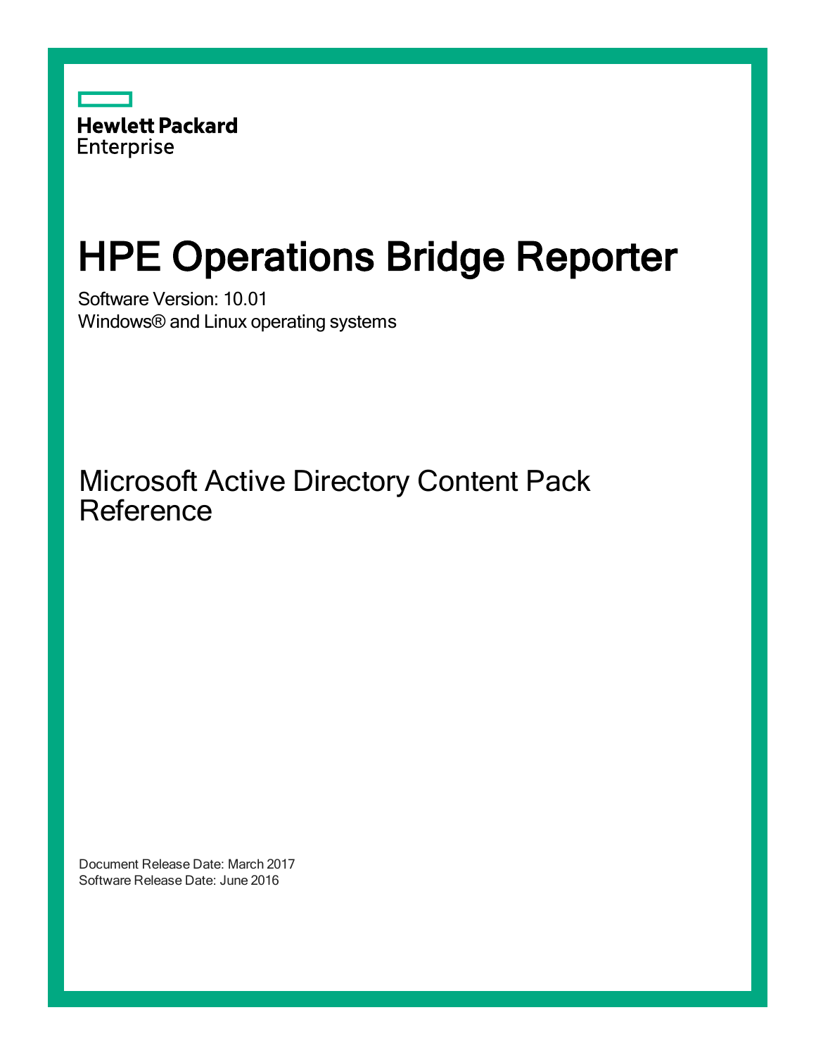Hewlett Packard
Enterprise

# HPE Operations Bridge Reporter

Software Version: 10.01
Windows® and Linux operating systems

## Microsoft Active Directory Content Pack Reference

Document Release Date: March 2017
Software Release Date: June 2016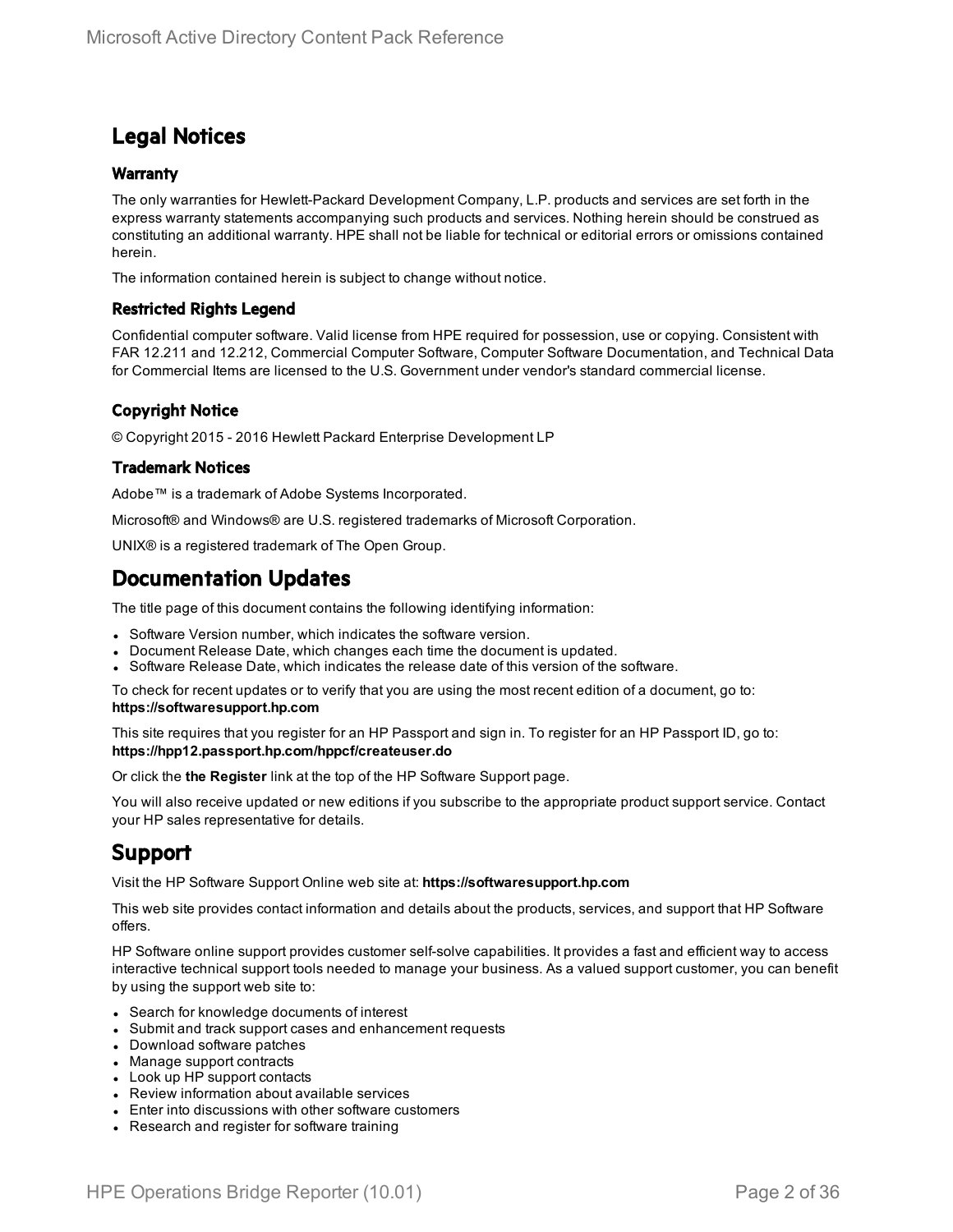# Legal Notices

## Warranty

The only warranties for Hewlett-Packard Development Company, L.P. products and services are set forth in the express warranty statements accompanying such products and services. Nothing herein should be construed as constituting an additional warranty. HPE shall not be liable for technical or editorial errors or omissions contained herein.

The information contained herein is subject to change without notice.

## Restricted Rights Legend

Confidential computer software. Valid license from HPE required for possession, use or copying. Consistent with FAR 12.211 and 12.212, Commercial Computer Software, Computer Software Documentation, and Technical Data for Commercial Items are licensed to the U.S. Government under vendor's standard commercial license.

## Copyright Notice

© Copyright 2015 - 2016 Hewlett Packard Enterprise Development LP

## Trademark Notices

Adobe™ is a trademark of Adobe Systems Incorporated.

Microsoft® and Windows® are U.S. registered trademarks of Microsoft Corporation.

UNIX® is a registered trademark of The Open Group.

# Documentation Updates

The title page of this document contains the following identifying information:

- Software Version number, which indicates the software version.
- Document Release Date, which changes each time the document is updated.
- Software Release Date, which indicates the release date of this version of the software.

To check for recent updates or to verify that you are using the most recent edition of a document, go to: **https://softwaresupport.hp.com**

This site requires that you register for an HP Passport and sign in. To register for an HP Passport ID, go to: **https://hpp12.passport.hp.com/hppcf/createuser.do**

Or click the **the Register** link at the top of the HP Software Support page.

You will also receive updated or new editions if you subscribe to the appropriate product support service. Contact your HP sales representative for details.

# Support

Visit the HP Software Support Online web site at: **https://softwaresupport.hp.com**

This web site provides contact information and details about the products, services, and support that HP Software offers.

HP Software online support provides customer self-solve capabilities. It provides a fast and efficient way to access interactive technical support tools needed to manage your business. As a valued support customer, you can benefit by using the support web site to:

- Search for knowledge documents of interest
- Submit and track support cases and enhancement requests
- Download software patches
- Manage support contracts
- Look up HP support contacts
- Review information about available services
- Enter into discussions with other software customers
- Research and register for software training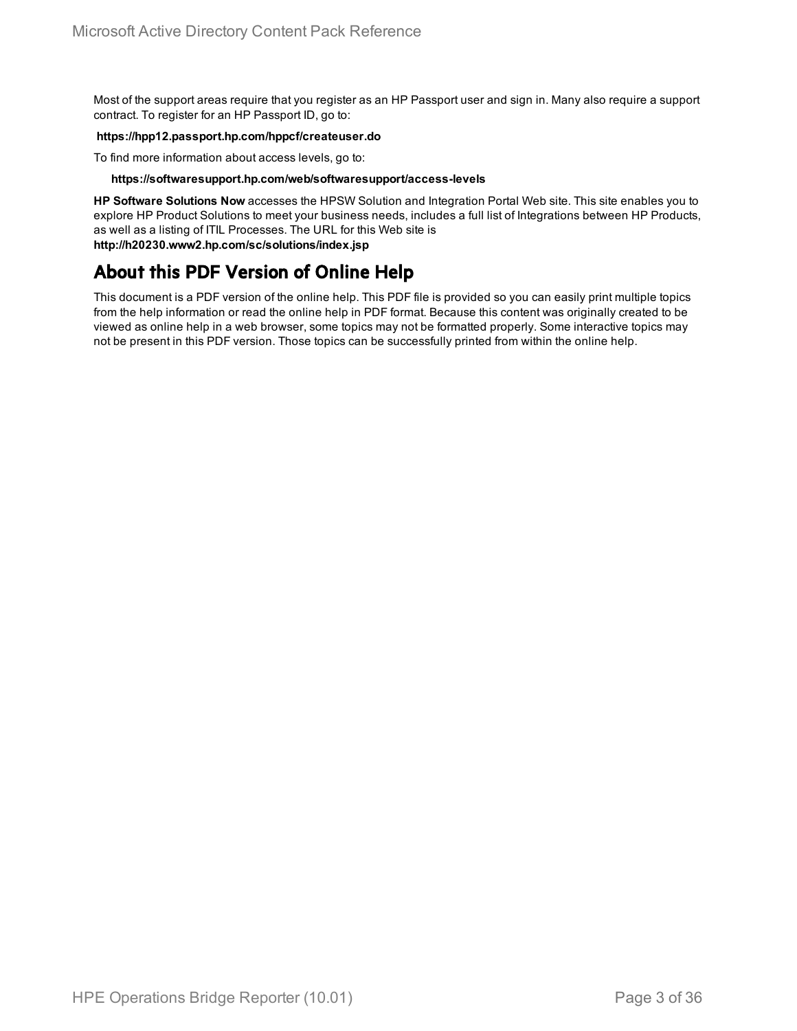Most of the support areas require that you register as an HP Passport user and sign in. Many also require a support contract. To register for an HP Passport ID, go to:

**https://hpp12.passport.hp.com/hppcf/createuser.do**

To find more information about access levels, go to:

**https://softwaresupport.hp.com/web/softwaresupport/access-levels**

**HP Software Solutions Now** accesses the HPSW Solution and Integration Portal Web site. This site enables you to explore HP Product Solutions to meet your business needs, includes a full list of Integrations between HP Products, as well as a listing of ITIL Processes. The URL for this Web site is **http://h20230.www2.hp.com/sc/solutions/index.jsp**

## About this PDF Version of Online Help

This document is a PDF version of the online help. This PDF file is provided so you can easily print multiple topics from the help information or read the online help in PDF format. Because this content was originally created to be viewed as online help in a web browser, some topics may not be formatted properly. Some interactive topics may not be present in this PDF version. Those topics can be successfully printed from within the online help.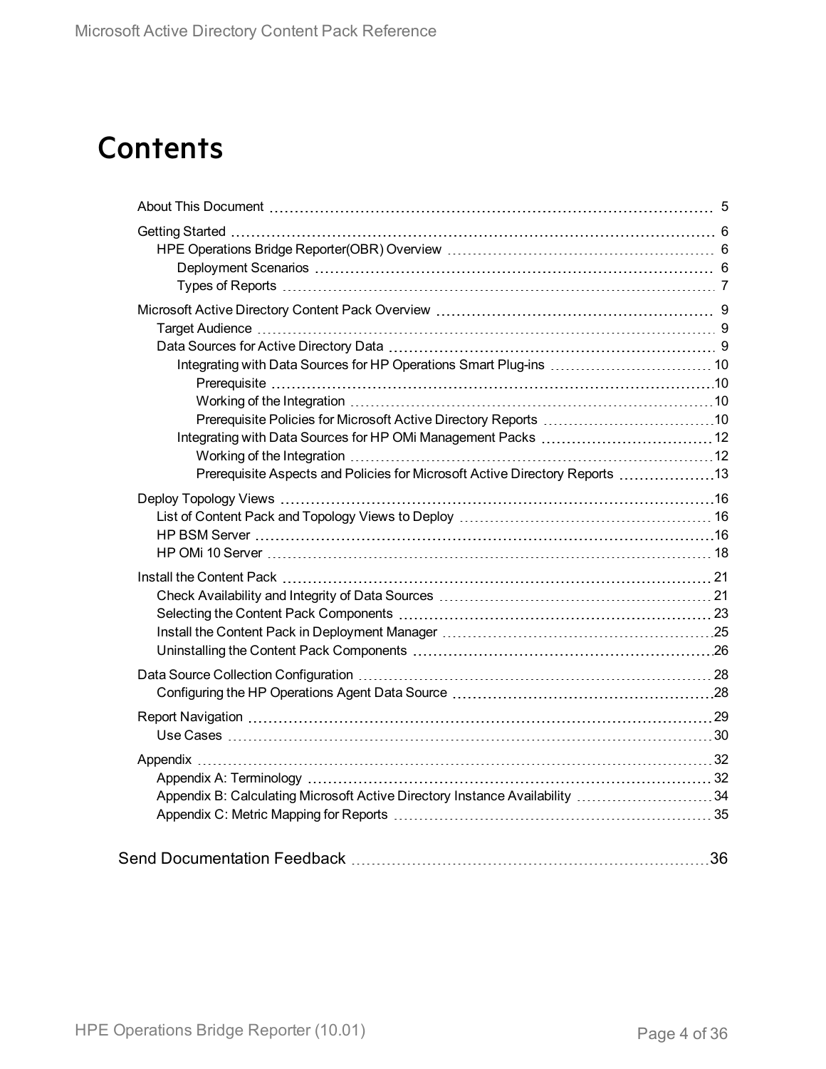# Contents

- About This Document 5
- Getting Started 6
  - HPE Operations Bridge Reporter(OBR) Overview 6
    - Deployment Scenarios 6
    - Types of Reports 7
- Microsoft Active Directory Content Pack Overview 9
  - Target Audience 9
  - Data Sources for Active Directory Data 9
    - Integrating with Data Sources for HP Operations Smart Plug-ins 10
      - Prerequisite 10
      - Working of the Integration 10
      - Prerequisite Policies for Microsoft Active Directory Reports 10
    - Integrating with Data Sources for HP OMi Management Packs 12
      - Working of the Integration 12
      - Prerequisite Aspects and Policies for Microsoft Active Directory Reports 13
- Deploy Topology Views 16
  - List of Content Pack and Topology Views to Deploy 16
  - HP BSM Server 16
  - HP OMi 10 Server 18
- Install the Content Pack 21
  - Check Availability and Integrity of Data Sources 21
  - Selecting the Content Pack Components 23
  - Install the Content Pack in Deployment Manager 25
  - Uninstalling the Content Pack Components 26
- Data Source Collection Configuration 28
  - Configuring the HP Operations Agent Data Source 28
- Report Navigation 29
  - Use Cases 30
- Appendix 32
  - Appendix A: Terminology 32
  - Appendix B: Calculating Microsoft Active Directory Instance Availability 34
  - Appendix C: Metric Mapping for Reports 35

Send Documentation Feedback 36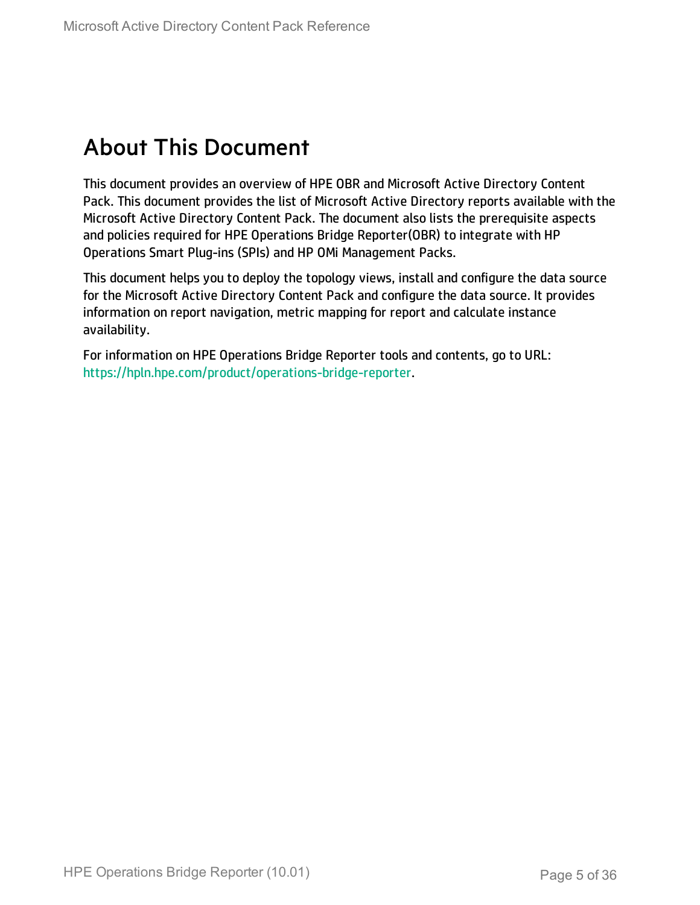# About This Document

This document provides an overview of HPE OBR and Microsoft Active Directory Content Pack. This document provides the list of Microsoft Active Directory reports available with the Microsoft Active Directory Content Pack. The document also lists the prerequisite aspects and policies required for HPE Operations Bridge Reporter(OBR) to integrate with HP Operations Smart Plug-ins (SPIs) and HP OMi Management Packs.

This document helps you to deploy the topology views, install and configure the data source for the Microsoft Active Directory Content Pack and configure the data source. It provides information on report navigation, metric mapping for report and calculate instance availability.

For information on HPE Operations Bridge Reporter tools and contents, go to URL: https://hpln.hpe.com/product/operations-bridge-reporter.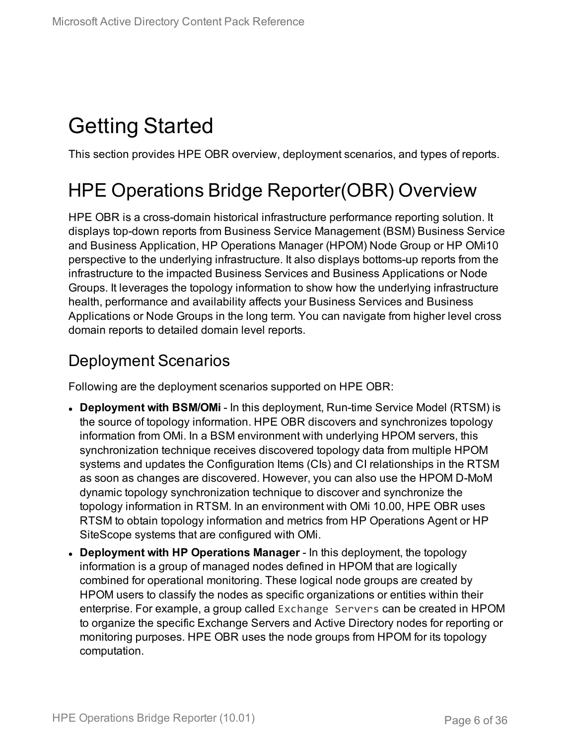# Getting Started

This section provides HPE OBR overview, deployment scenarios, and types of reports.

# HPE Operations Bridge Reporter(OBR) Overview

HPE OBR is a cross-domain historical infrastructure performance reporting solution. It displays top-down reports from Business Service Management (BSM) Business Service and Business Application, HP Operations Manager (HPOM) Node Group or HP OMi10 perspective to the underlying infrastructure. It also displays bottoms-up reports from the infrastructure to the impacted Business Services and Business Applications or Node Groups. It leverages the topology information to show how the underlying infrastructure health, performance and availability affects your Business Services and Business Applications or Node Groups in the long term. You can navigate from higher level cross domain reports to detailed domain level reports.

## Deployment Scenarios

Following are the deployment scenarios supported on HPE OBR:

- **Deployment with BSM/OMi** - In this deployment, Run-time Service Model (RTSM) is the source of topology information. HPE OBR discovers and synchronizes topology information from OMi. In a BSM environment with underlying HPOM servers, this synchronization technique receives discovered topology data from multiple HPOM systems and updates the Configuration Items (CIs) and CI relationships in the RTSM as soon as changes are discovered. However, you can also use the HPOM D-MoM dynamic topology synchronization technique to discover and synchronize the topology information in RTSM. In an environment with OMi 10.00, HPE OBR uses RTSM to obtain topology information and metrics from HP Operations Agent or HP SiteScope systems that are configured with OMi.
- **Deployment with HP Operations Manager** - In this deployment, the topology information is a group of managed nodes defined in HPOM that are logically combined for operational monitoring. These logical node groups are created by HPOM users to classify the nodes as specific organizations or entities within their enterprise. For example, a group called `Exchange Servers` can be created in HPOM to organize the specific Exchange Servers and Active Directory nodes for reporting or monitoring purposes. HPE OBR uses the node groups from HPOM for its topology computation.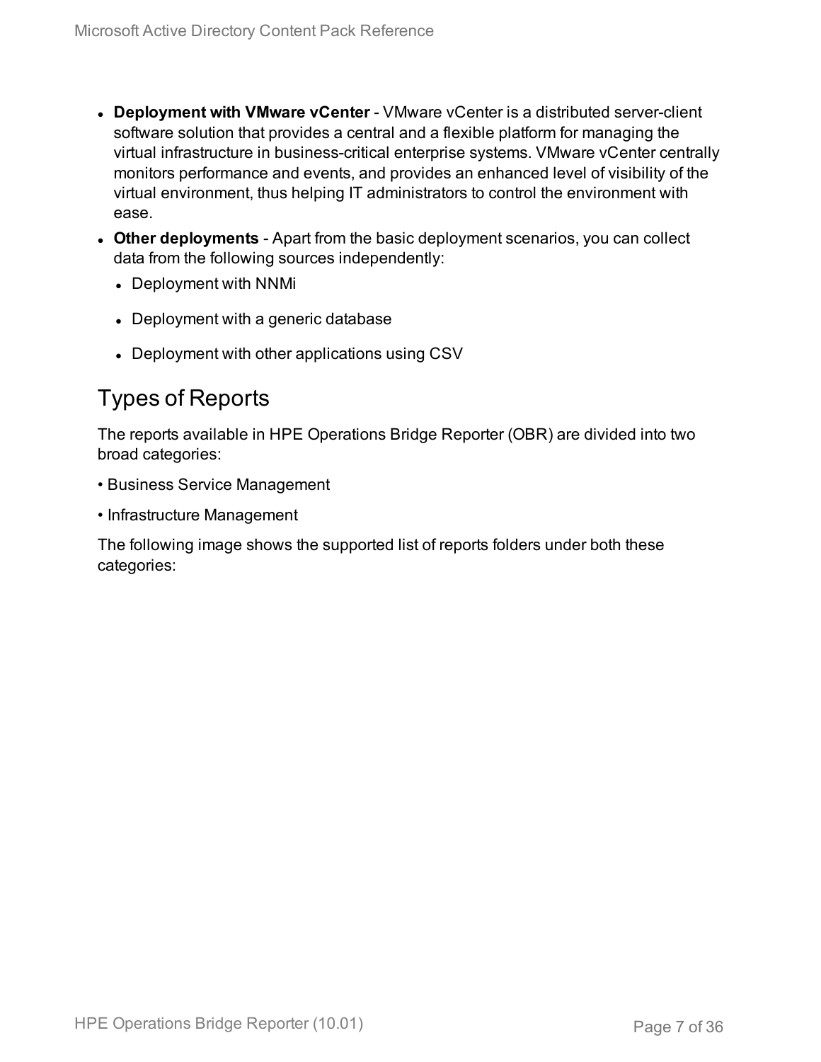- **Deployment with VMware vCenter** - VMware vCenter is a distributed server-client software solution that provides a central and a flexible platform for managing the virtual infrastructure in business-critical enterprise systems. VMware vCenter centrally monitors performance and events, and provides an enhanced level of visibility of the virtual environment, thus helping IT administrators to control the environment with ease.
- **Other deployments** - Apart from the basic deployment scenarios, you can collect data from the following sources independently:
  - Deployment with NNMi
  - Deployment with a generic database
  - Deployment with other applications using CSV

## Types of Reports

The reports available in HPE Operations Bridge Reporter (OBR) are divided into two broad categories:

- Business Service Management
- Infrastructure Management

The following image shows the supported list of reports folders under both these categories: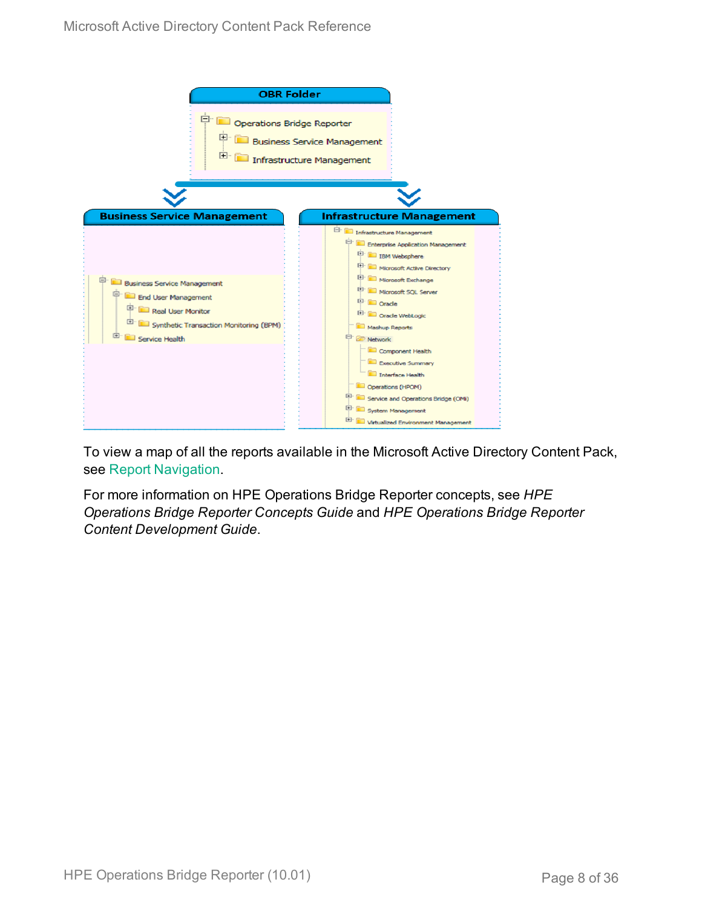OBR Folder

- Operations Bridge Reporter
  - Business Service Management
  - Infrastructure Management

Business Service Management

- Business Service Management
  - End User Management
    - Real User Monitor
    - Synthetic Transaction Monitoring (BPM)
  - Service Health

Infrastructure Management

- Infrastructure Management
  - Enterprise Application Management
    - IBM Websphere
    - Microsoft Active Directory
    - Microsoft Exchange
    - Microsoft SQL Server
    - Oracle
    - Oracle WebLogic
  - Mashup Reports
  - Network
    - Component Health
    - Executive Summary
    - Interface Health
  - Operations (HPOM)
  - Service and Operations Bridge (OMi)
  - System Management
  - Virtualized Environment Management

To view a map of all the reports available in the Microsoft Active Directory Content Pack, see Report Navigation.

For more information on HPE Operations Bridge Reporter concepts, see *HPE Operations Bridge Reporter Concepts Guide* and *HPE Operations Bridge Reporter Content Development Guide*.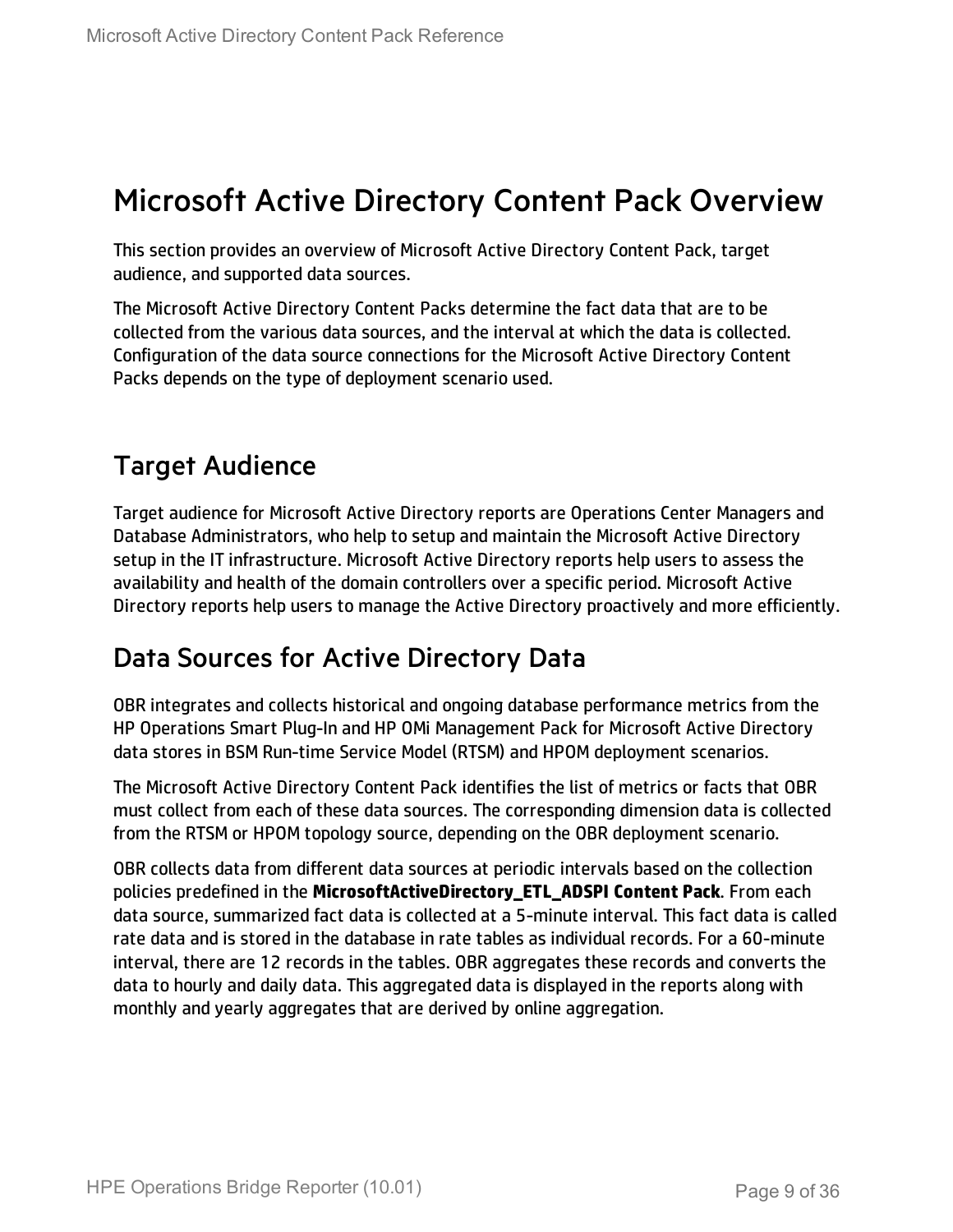# Microsoft Active Directory Content Pack Overview

This section provides an overview of Microsoft Active Directory Content Pack, target audience, and supported data sources.

The Microsoft Active Directory Content Packs determine the fact data that are to be collected from the various data sources, and the interval at which the data is collected. Configuration of the data source connections for the Microsoft Active Directory Content Packs depends on the type of deployment scenario used.

## Target Audience

Target audience for Microsoft Active Directory reports are Operations Center Managers and Database Administrators, who help to setup and maintain the Microsoft Active Directory setup in the IT infrastructure. Microsoft Active Directory reports help users to assess the availability and health of the domain controllers over a specific period. Microsoft Active Directory reports help users to manage the Active Directory proactively and more efficiently.

## Data Sources for Active Directory Data

OBR integrates and collects historical and ongoing database performance metrics from the HP Operations Smart Plug-In and HP OMi Management Pack for Microsoft Active Directory data stores in BSM Run-time Service Model (RTSM) and HPOM deployment scenarios.

The Microsoft Active Directory Content Pack identifies the list of metrics or facts that OBR must collect from each of these data sources. The corresponding dimension data is collected from the RTSM or HPOM topology source, depending on the OBR deployment scenario.

OBR collects data from different data sources at periodic intervals based on the collection policies predefined in the **MicrosoftActiveDirectory_ETL_ADSPI Content Pack**. From each data source, summarized fact data is collected at a 5-minute interval. This fact data is called rate data and is stored in the database in rate tables as individual records. For a 60-minute interval, there are 12 records in the tables. OBR aggregates these records and converts the data to hourly and daily data. This aggregated data is displayed in the reports along with monthly and yearly aggregates that are derived by online aggregation.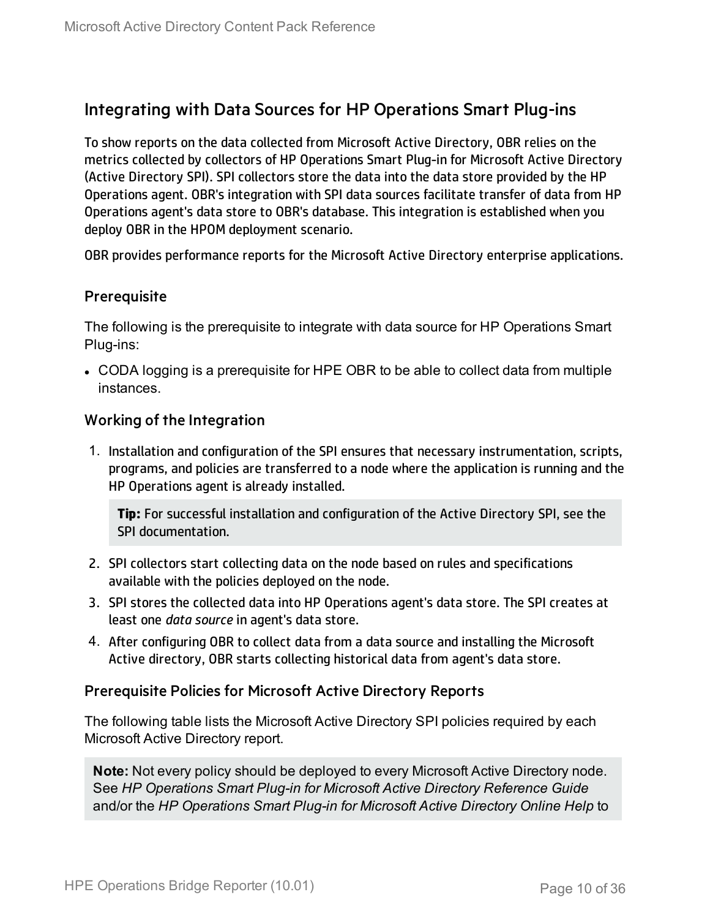## Integrating with Data Sources for HP Operations Smart Plug-ins

To show reports on the data collected from Microsoft Active Directory, OBR relies on the metrics collected by collectors of HP Operations Smart Plug-in for Microsoft Active Directory (Active Directory SPI). SPI collectors store the data into the data store provided by the HP Operations agent. OBR's integration with SPI data sources facilitate transfer of data from HP Operations agent's data store to OBR's database. This integration is established when you deploy OBR in the HPOM deployment scenario.

OBR provides performance reports for the Microsoft Active Directory enterprise applications.

### Prerequisite

The following is the prerequisite to integrate with data source for HP Operations Smart Plug-ins:

- CODA logging is a prerequisite for HPE OBR to be able to collect data from multiple instances.

### Working of the Integration

1. Installation and configuration of the SPI ensures that necessary instrumentation, scripts, programs, and policies are transferred to a node where the application is running and the HP Operations agent is already installed.

   **Tip:** For successful installation and configuration of the Active Directory SPI, see the SPI documentation.

2. SPI collectors start collecting data on the node based on rules and specifications available with the policies deployed on the node.
3. SPI stores the collected data into HP Operations agent's data store. The SPI creates at least one *data source* in agent's data store.
4. After configuring OBR to collect data from a data source and installing the Microsoft Active directory, OBR starts collecting historical data from agent's data store.

### Prerequisite Policies for Microsoft Active Directory Reports

The following table lists the Microsoft Active Directory SPI policies required by each Microsoft Active Directory report.

**Note:** Not every policy should be deployed to every Microsoft Active Directory node. See *HP Operations Smart Plug-in for Microsoft Active Directory Reference Guide* and/or the *HP Operations Smart Plug-in for Microsoft Active Directory Online Help* to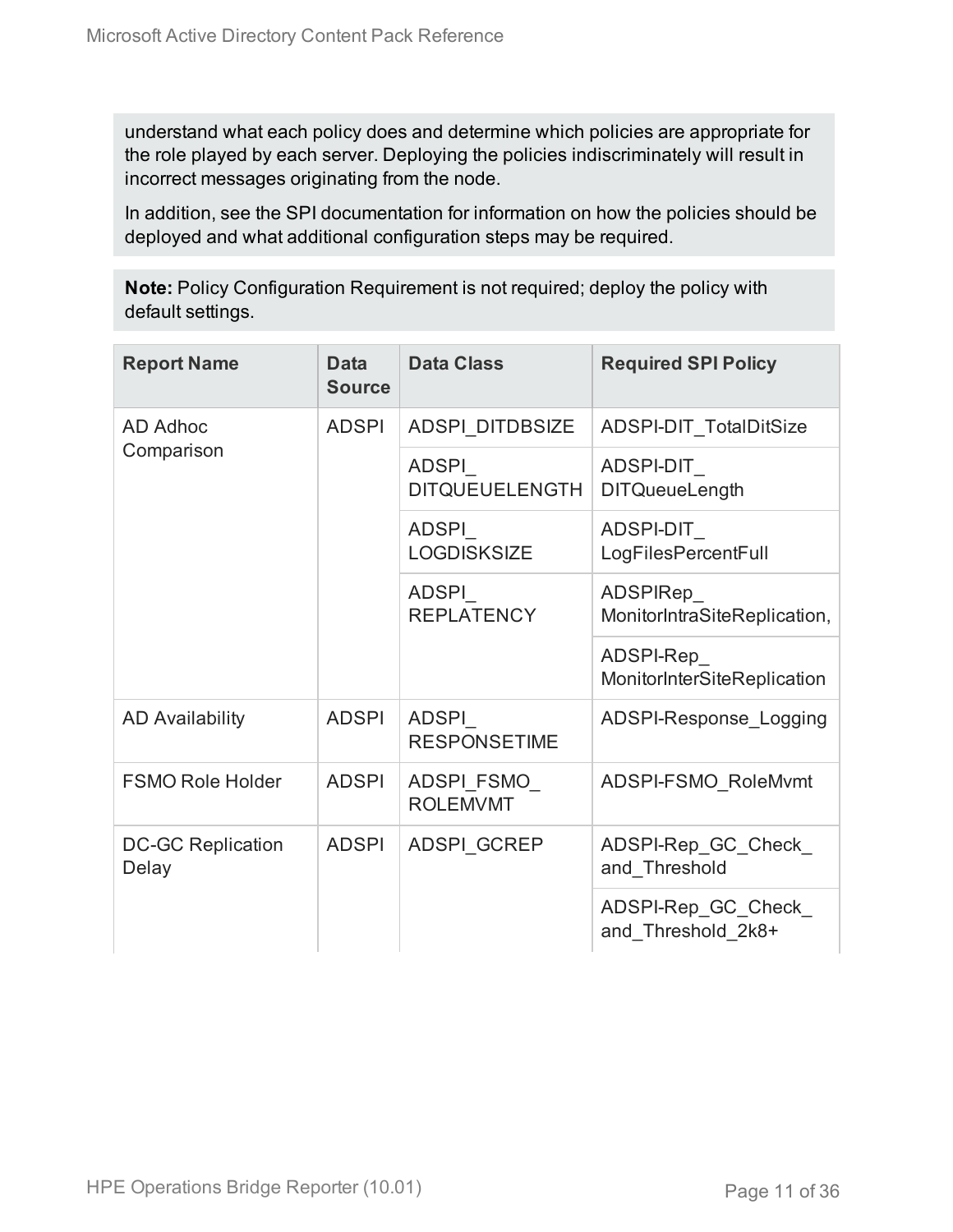understand what each policy does and determine which policies are appropriate for the role played by each server. Deploying the policies indiscriminately will result in incorrect messages originating from the node.

In addition, see the SPI documentation for information on how the policies should be deployed and what additional configuration steps may be required.

**Note:** Policy Configuration Requirement is not required; deploy the policy with default settings.

| Report Name | Data Source | Data Class | Required SPI Policy |
|---|---|---|---|
| AD Adhoc Comparison | ADSPI | ADSPI_DITDBSIZE | ADSPI-DIT_TotalDitSize |
| | | ADSPI_ DITQUEUELENGTH | ADSPI-DIT_ DITQueueLength |
| | | ADSPI_ LOGDISKSIZE | ADSPI-DIT_ LogFilesPercentFull |
| | | ADSPI_ REPLATENCY | ADSPIRep_ MonitorIntraSiteReplication, |
| | | | ADSPI-Rep_ MonitorInterSiteReplication |
| AD Availability | ADSPI | ADSPI_ RESPONSETIME | ADSPI-Response_Logging |
| FSMO Role Holder | ADSPI | ADSPI_FSMO_ ROLEMVMT | ADSPI-FSMO_RoleMvmt |
| DC-GC Replication Delay | ADSPI | ADSPI_GCREP | ADSPI-Rep_GC_Check_ and_Threshold |
| | | | ADSPI-Rep_GC_Check_ and_Threshold_2k8+ |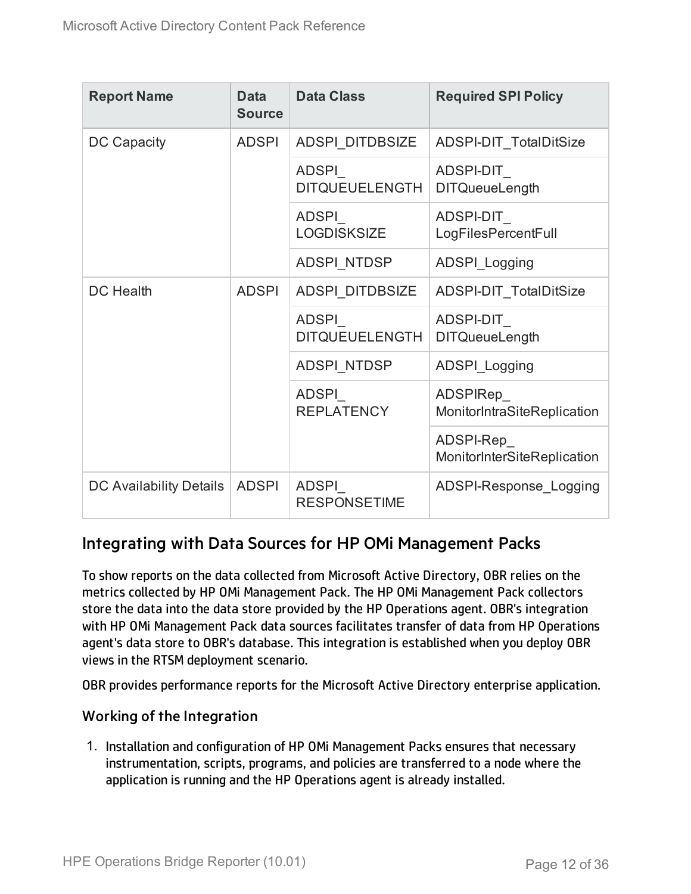| Report Name | Data Source | Data Class | Required SPI Policy |
| --- | --- | --- | --- |
| DC Capacity | ADSPI | ADSPI_DITDBSIZE | ADSPI-DIT_TotalDitSize |
| | | ADSPI_DITQUEUELENGTH | ADSPI-DIT_DITQueueLength |
| | | ADSPI_LOGDISKSIZE | ADSPI-DIT_LogFilesPercentFull |
| | | ADSPI_NTDSP | ADSPI_Logging |
| DC Health | ADSPI | ADSPI_DITDBSIZE | ADSPI-DIT_TotalDitSize |
| | | ADSPI_DITQUEUELENGTH | ADSPI-DIT_DITQueueLength |
| | | ADSPI_NTDSP | ADSPI_Logging |
| | | ADSPI_REPLATENCY | ADSPIRep_MonitorIntraSiteReplication |
| | | | ADSPI-Rep_MonitorInterSiteReplication |
| DC Availability Details | ADSPI | ADSPI_RESPONSETIME | ADSPI-Response_Logging |

## Integrating with Data Sources for HP OMi Management Packs

To show reports on the data collected from Microsoft Active Directory, OBR relies on the metrics collected by HP OMi Management Pack. The HP OMi Management Pack collectors store the data into the data store provided by the HP Operations agent. OBR's integration with HP OMi Management Pack data sources facilitates transfer of data from HP Operations agent's data store to OBR's database. This integration is established when you deploy OBR views in the RTSM deployment scenario.

OBR provides performance reports for the Microsoft Active Directory enterprise application.

### Working of the Integration

1. Installation and configuration of HP OMi Management Packs ensures that necessary instrumentation, scripts, programs, and policies are transferred to a node where the application is running and the HP Operations agent is already installed.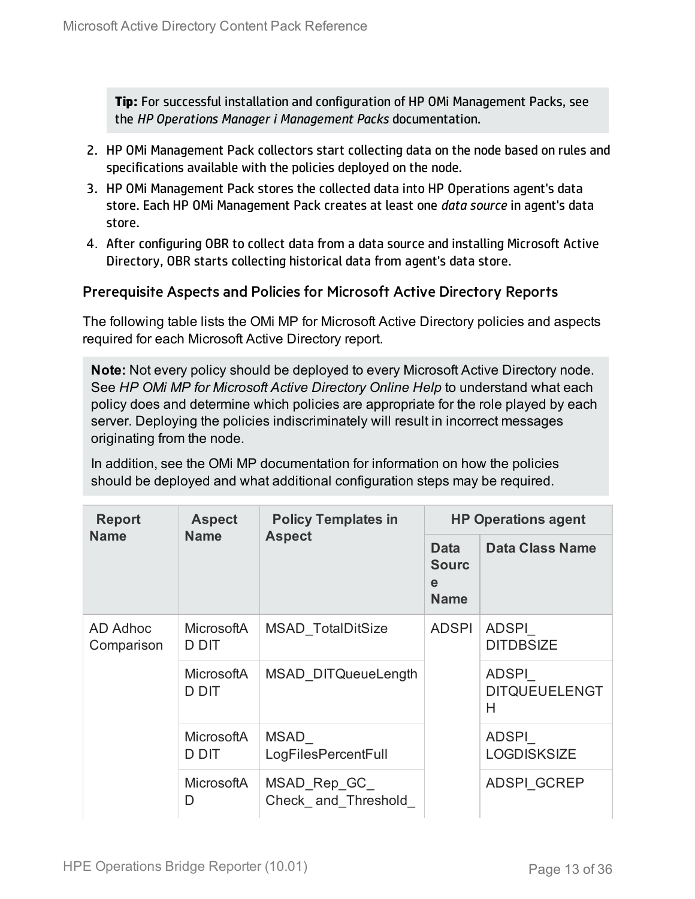> **Tip:** For successful installation and configuration of HP OMi Management Packs, see the *HP Operations Manager i Management Packs* documentation.

2. HP OMi Management Pack collectors start collecting data on the node based on rules and specifications available with the policies deployed on the node.
3. HP OMi Management Pack stores the collected data into HP Operations agent's data store. Each HP OMi Management Pack creates at least one *data source* in agent's data store.
4. After configuring OBR to collect data from a data source and installing Microsoft Active Directory, OBR starts collecting historical data from agent's data store.

### Prerequisite Aspects and Policies for Microsoft Active Directory Reports

The following table lists the OMi MP for Microsoft Active Directory policies and aspects required for each Microsoft Active Directory report.

> **Note:** Not every policy should be deployed to every Microsoft Active Directory node. See *HP OMi MP for Microsoft Active Directory Online Help* to understand what each policy does and determine which policies are appropriate for the role played by each server. Deploying the policies indiscriminately will result in incorrect messages originating from the node.
>
> In addition, see the OMi MP documentation for information on how the policies should be deployed and what additional configuration steps may be required.

| Report Name | Aspect Name | Policy Templates in Aspect | HP Operations agent | |
|---|---|---|---|---|
| | | | Data Source Name | Data Class Name |
| AD Adhoc Comparison | MicrosoftAD DIT | MSAD_TotalDitSize | ADSPI | ADSPI_DITDBSIZE |
| | MicrosoftAD DIT | MSAD_DITQueueLength | | ADSPI_DITQUEUELENGTH |
| | MicrosoftAD DIT | MSAD_LogFilesPercentFull | | ADSPI_LOGDISKSIZE |
| | MicrosoftAD | MSAD_Rep_GC_Check_and_Threshold_ | | ADSPI_GCREP |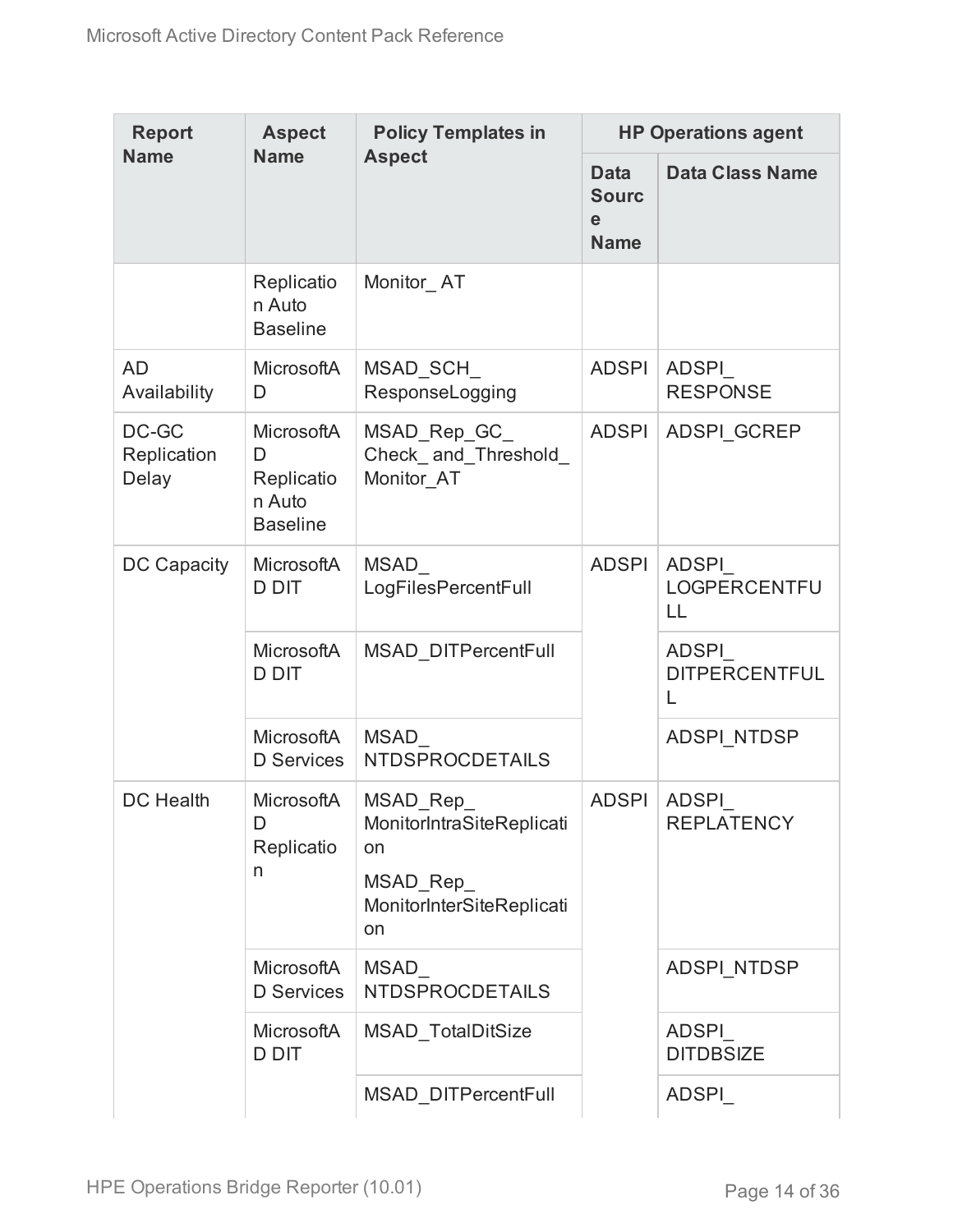| Report Name | Aspect Name | Policy Templates in Aspect | HP Operations agent | |
|---|---|---|---|---|
| | | | Data Source Name | Data Class Name |
| | Replication Auto Baseline | Monitor_ AT | | |
| AD Availability | MicrosoftAD | MSAD_SCH_ ResponseLogging | ADSPI | ADSPI_ RESPONSE |
| DC-GC Replication Delay | MicrosoftAD Replication Auto Baseline | MSAD_Rep_GC_ Check_ and_Threshold_ Monitor_AT | ADSPI | ADSPI_GCREP |
| DC Capacity | MicrosoftAD DIT | MSAD_ LogFilesPercentFull | ADSPI | ADSPI_ LOGPERCENTFULL |
| | MicrosoftAD DIT | MSAD_DITPercentFull | | ADSPI_ DITPERCENTFULL |
| | MicrosoftAD Services | MSAD_ NTDSPROCDETAILS | | ADSPI_NTDSP |
| DC Health | MicrosoftAD Replication | MSAD_Rep_ MonitorIntraSiteReplication<br>MSAD_Rep_ MonitorInterSiteReplication | ADSPI | ADSPI_ REPLATENCY |
| | MicrosoftAD Services | MSAD_ NTDSPROCDETAILS | | ADSPI_NTDSP |
| | MicrosoftAD DIT | MSAD_TotalDitSize | | ADSPI_ DITDBSIZE |
| | | MSAD_DITPercentFull | | ADSPI_ |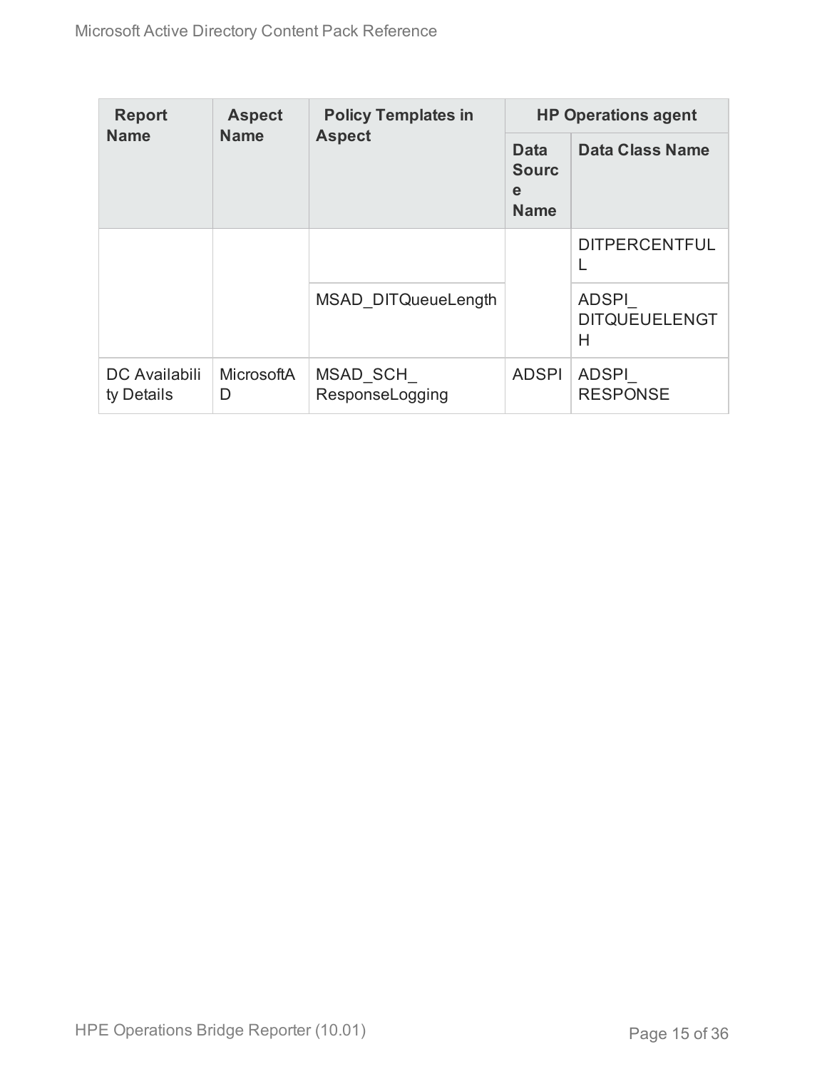| Report Name | Aspect Name | Policy Templates in Aspect | HP Operations agent | |
|---|---|---|---|---|
| | | | Data Source Name | Data Class Name |
| | | | | DITPERCENTFULL |
| | | MSAD_DITQueueLength | | ADSPI_ DITQUEUELENGTH |
| DC Availability Details | MicrosoftAD | MSAD_SCH_ ResponseLogging | ADSPI | ADSPI_ RESPONSE |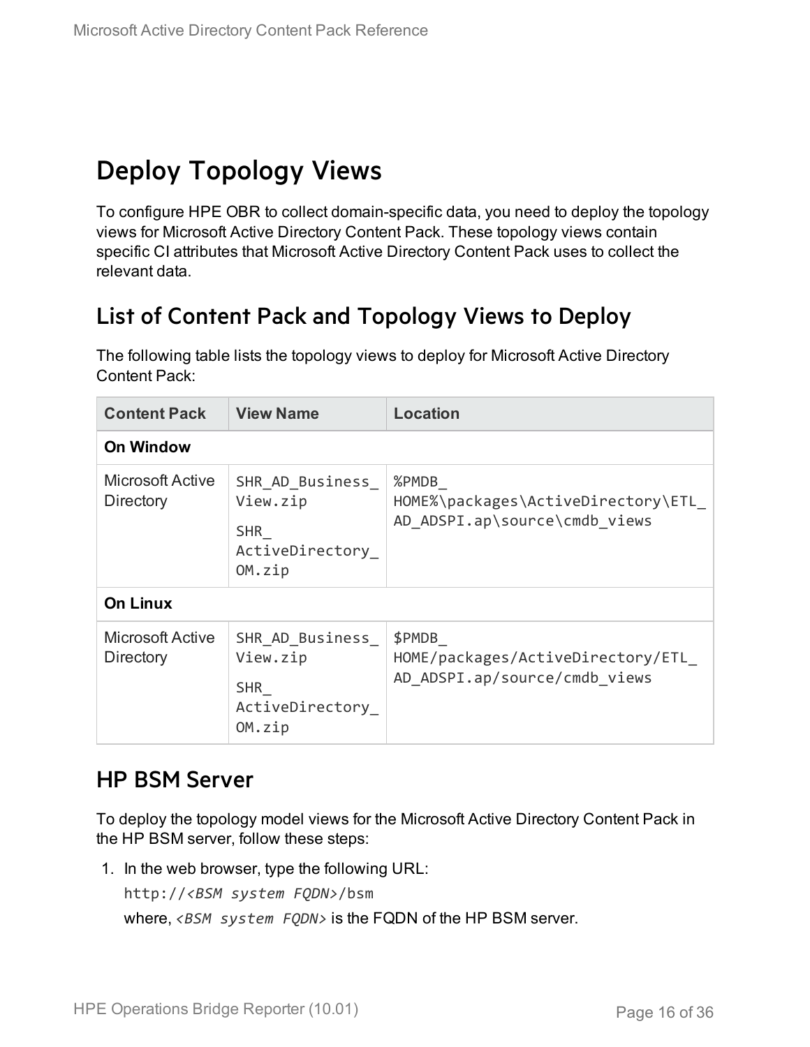# Deploy Topology Views

To configure HPE OBR to collect domain-specific data, you need to deploy the topology views for Microsoft Active Directory Content Pack. These topology views contain specific CI attributes that Microsoft Active Directory Content Pack uses to collect the relevant data.

## List of Content Pack and Topology Views to Deploy

The following table lists the topology views to deploy for Microsoft Active Directory Content Pack:

| Content Pack | View Name | Location |
|---|---|---|
| **On Window** | | |
| Microsoft Active Directory | `SHR_AD_Business_View.zip`<br>`SHR_ActiveDirectory_OM.zip` | `%PMDB_HOME%\packages\ActiveDirectory\ETL_AD_ADSPI.ap\source\cmdb_views` |
| **On Linux** | | |
| Microsoft Active Directory | `SHR_AD_Business_View.zip`<br>`SHR_ActiveDirectory_OM.zip` | `$PMDB_HOME/packages/ActiveDirectory/ETL_AD_ADSPI.ap/source/cmdb_views` |

## HP BSM Server

To deploy the topology model views for the Microsoft Active Directory Content Pack in the HP BSM server, follow these steps:

1. In the web browser, type the following URL:

   `http://<BSM system FQDN>/bsm`

   where, *`<BSM system FQDN>`* is the FQDN of the HP BSM server.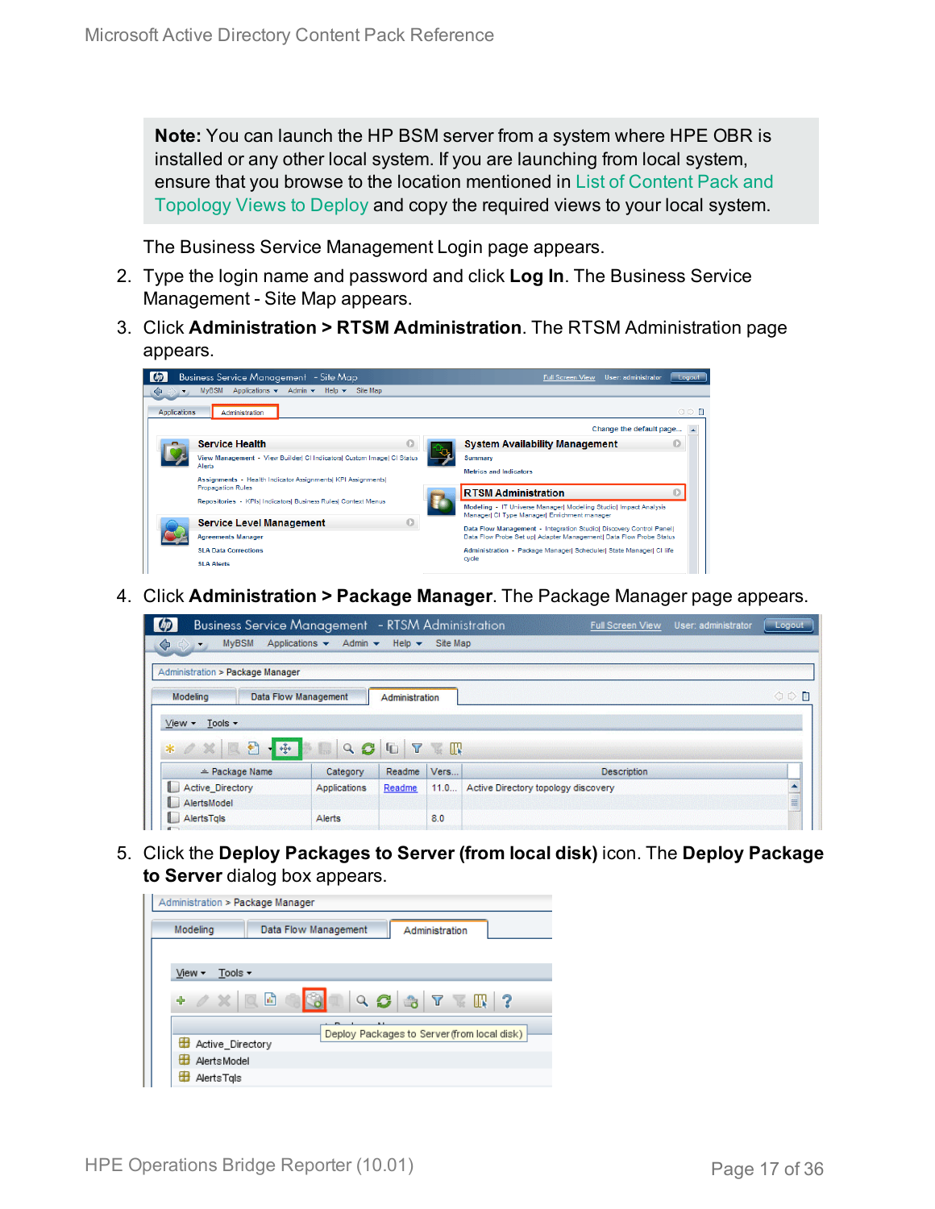**Note:** You can launch the HP BSM server from a system where HPE OBR is installed or any other local system. If you are launching from local system, ensure that you browse to the location mentioned in List of Content Pack and Topology Views to Deploy and copy the required views to your local system.

The Business Service Management Login page appears.

2. Type the login name and password and click **Log In**. The Business Service Management - Site Map appears.
3. Click **Administration > RTSM Administration**. The RTSM Administration page appears.
4. Click **Administration > Package Manager**. The Package Manager page appears.
5. Click the **Deploy Packages to Server (from local disk)** icon. The **Deploy Package to Server** dialog box appears.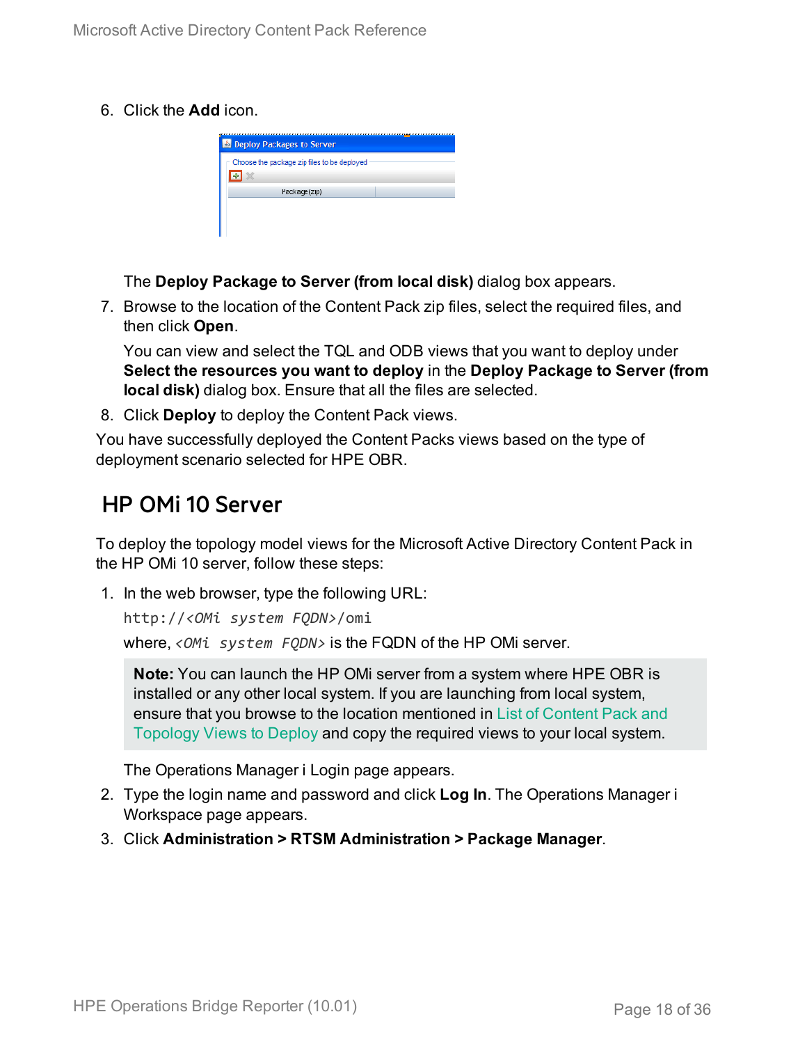6. Click the **Add** icon.

   The **Deploy Package to Server (from local disk)** dialog box appears.

7. Browse to the location of the Content Pack zip files, select the required files, and then click **Open**.

   You can view and select the TQL and ODB views that you want to deploy under **Select the resources you want to deploy** in the **Deploy Package to Server (from local disk)** dialog box. Ensure that all the files are selected.

8. Click **Deploy** to deploy the Content Pack views.

You have successfully deployed the Content Packs views based on the type of deployment scenario selected for HPE OBR.

## HP OMi 10 Server

To deploy the topology model views for the Microsoft Active Directory Content Pack in the HP OMi 10 server, follow these steps:

1. In the web browser, type the following URL:

   `http://<OMi system FQDN>/omi`

   where, *`<OMi system FQDN>`* is the FQDN of the HP OMi server.

   > **Note:** You can launch the HP OMi server from a system where HPE OBR is installed or any other local system. If you are launching from local system, ensure that you browse to the location mentioned in List of Content Pack and Topology Views to Deploy and copy the required views to your local system.

   The Operations Manager i Login page appears.

2. Type the login name and password and click **Log In**. The Operations Manager i Workspace page appears.
3. Click **Administration > RTSM Administration > Package Manager**.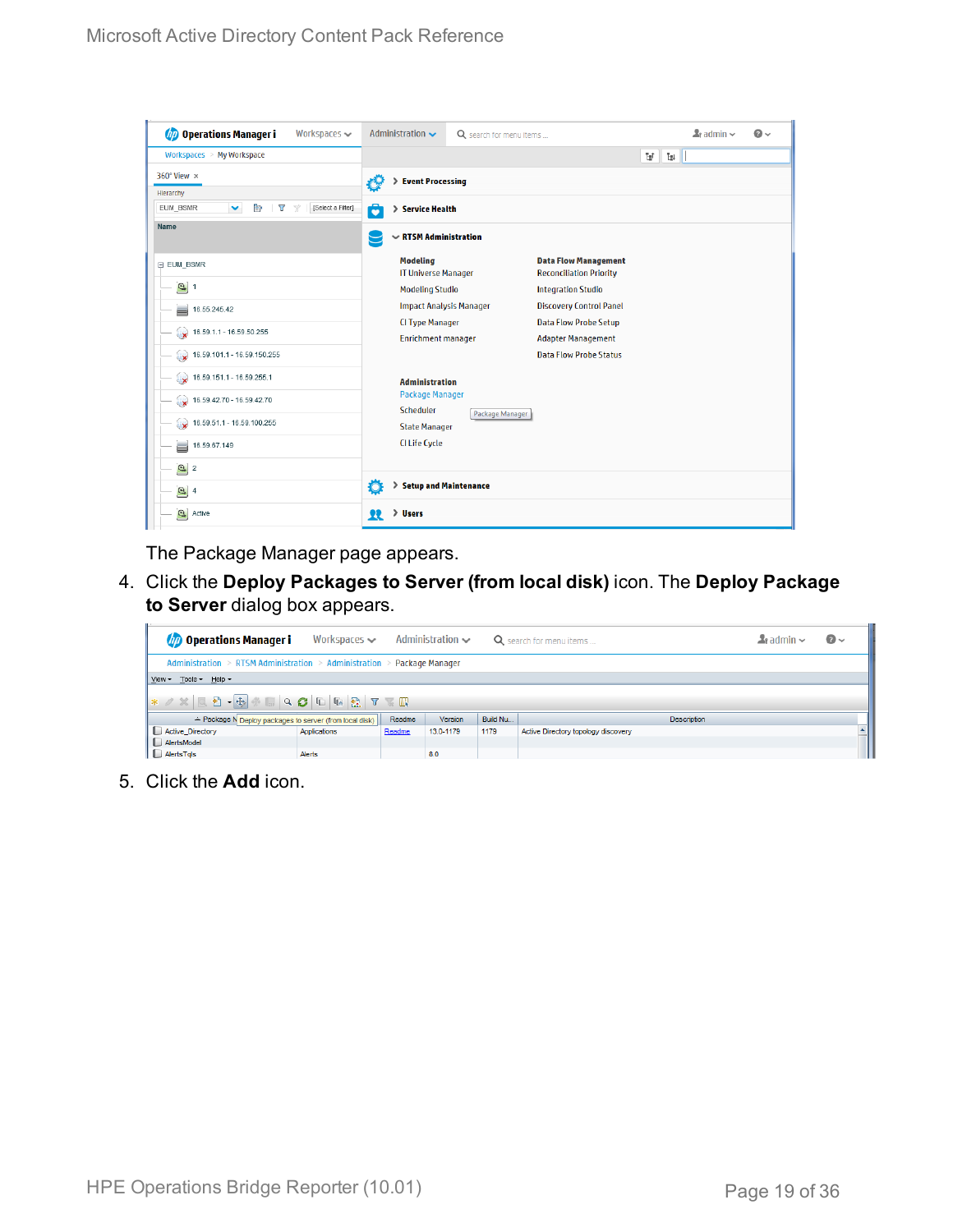The Package Manager page appears.

4. Click the **Deploy Packages to Server (from local disk)** icon. The **Deploy Package to Server** dialog box appears.

5. Click the **Add** icon.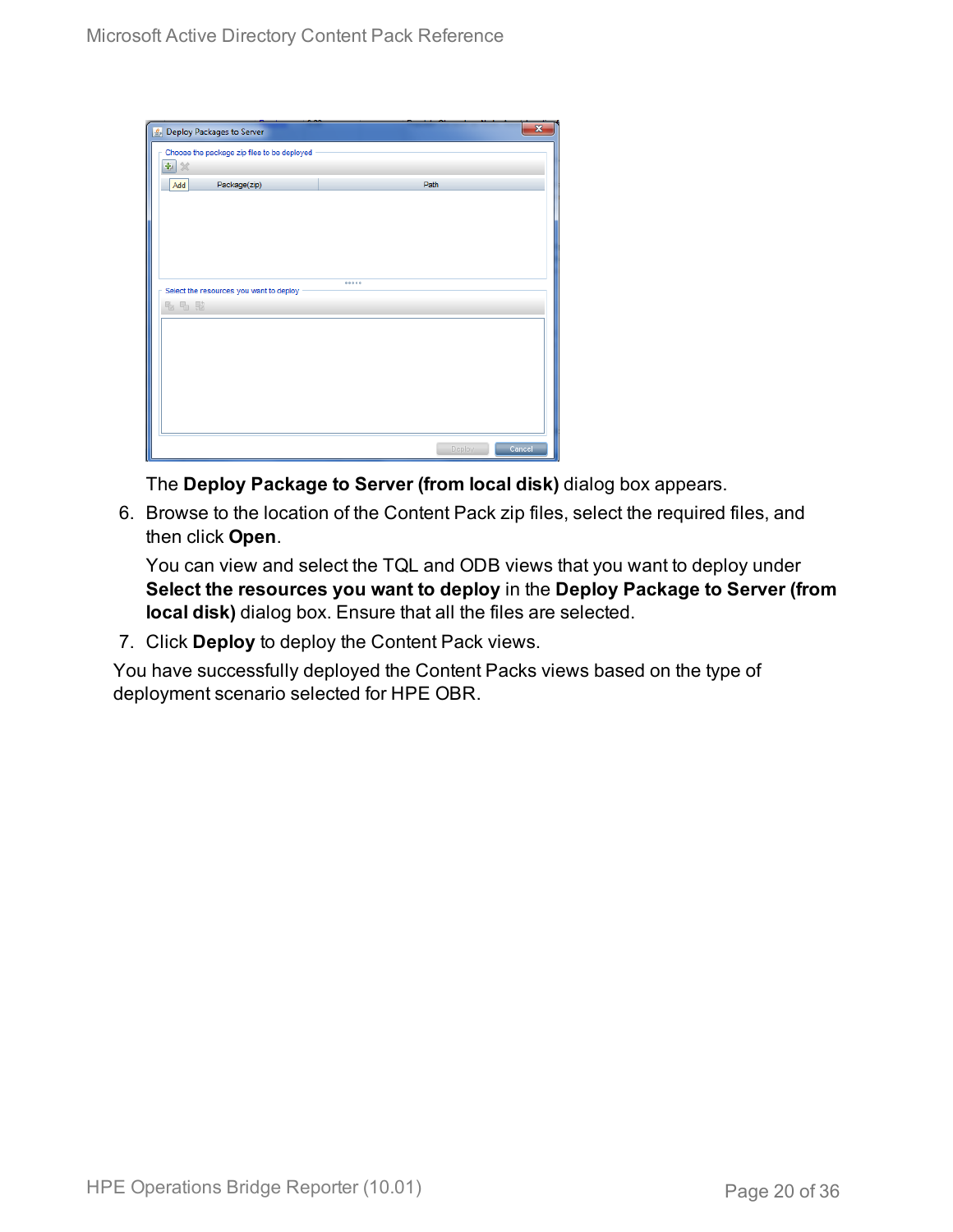The **Deploy Package to Server (from local disk)** dialog box appears.

6. Browse to the location of the Content Pack zip files, select the required files, and then click **Open**.

   You can view and select the TQL and ODB views that you want to deploy under **Select the resources you want to deploy** in the **Deploy Package to Server (from local disk)** dialog box. Ensure that all the files are selected.

7. Click **Deploy** to deploy the Content Pack views.

You have successfully deployed the Content Packs views based on the type of deployment scenario selected for HPE OBR.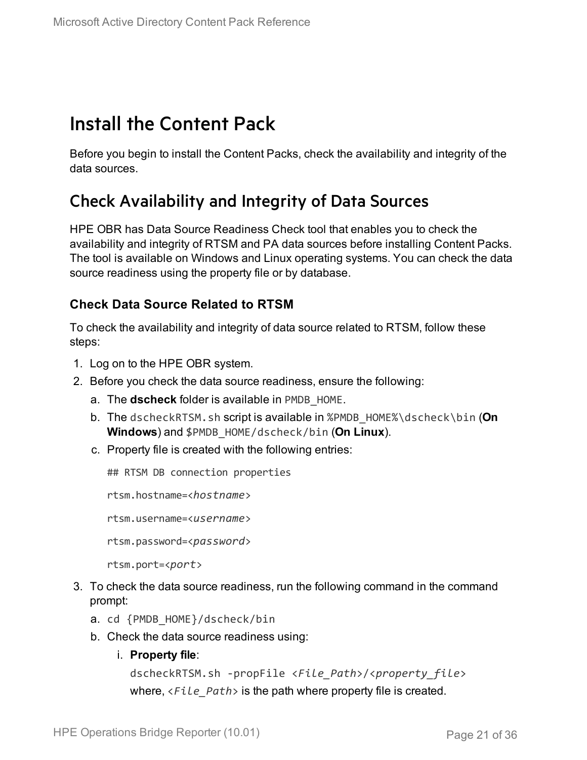# Install the Content Pack

Before you begin to install the Content Packs, check the availability and integrity of the data sources.

## Check Availability and Integrity of Data Sources

HPE OBR has Data Source Readiness Check tool that enables you to check the availability and integrity of RTSM and PA data sources before installing Content Packs. The tool is available on Windows and Linux operating systems. You can check the data source readiness using the property file or by database.

### Check Data Source Related to RTSM

To check the availability and integrity of data source related to RTSM, follow these steps:

1. Log on to the HPE OBR system.
2. Before you check the data source readiness, ensure the following:
   a. The **dscheck** folder is available in `PMDB_HOME`.
   b. The `dscheckRTSM.sh` script is available in `%PMDB_HOME%\dscheck\bin` (**On Windows**) and `$PMDB_HOME/dscheck/bin` (**On Linux**).
   c. Property file is created with the following entries:

      ```
      ## RTSM DB connection properties

      rtsm.hostname=<hostname>

      rtsm.username=<username>

      rtsm.password=<password>

      rtsm.port=<port>
      ```

3. To check the data source readiness, run the following command in the command prompt:
   a. `cd {PMDB_HOME}/dscheck/bin`
   b. Check the data source readiness using:
      i. **Property file**:

         `dscheckRTSM.sh -propFile <File_Path>/<property_file>`

         where, `<File_Path>` is the path where property file is created.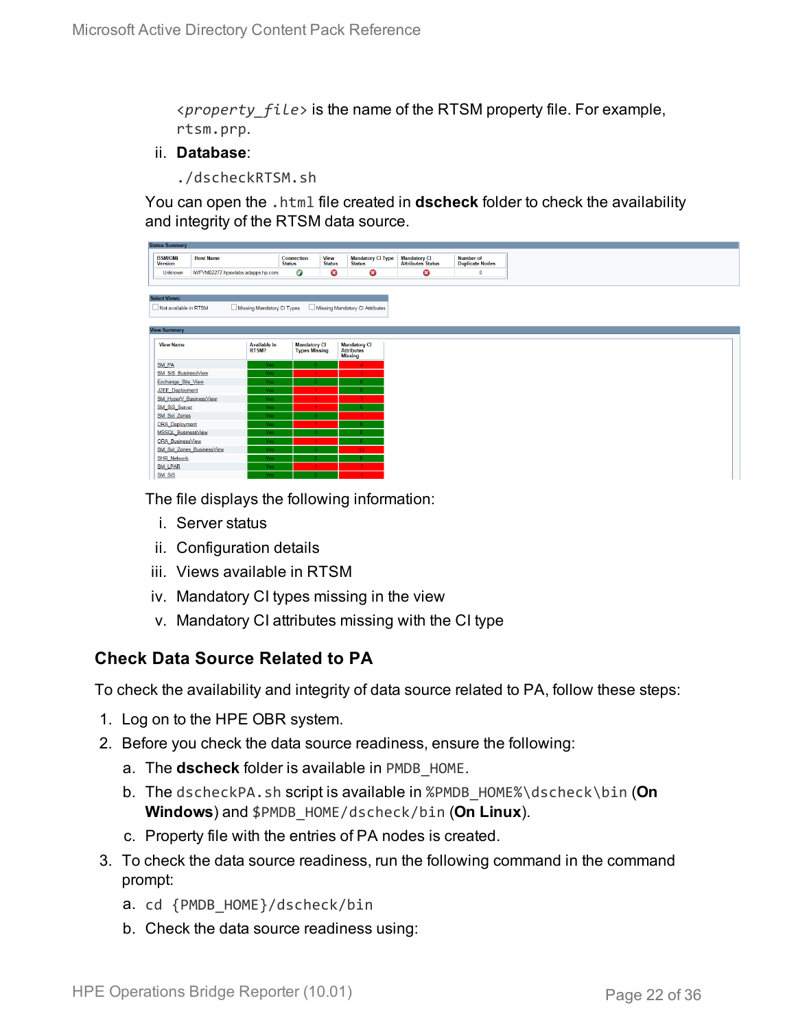`<property_file>` is the name of the RTSM property file. For example, `rtsm.prp`.

ii. **Database**:

```
./dscheckRTSM.sh
```

You can open the `.html` file created in **dscheck** folder to check the availability and integrity of the RTSM data source.

The file displays the following information:

i. Server status
ii. Configuration details
iii. Views available in RTSM
iv. Mandatory CI types missing in the view
v. Mandatory CI attributes missing with the CI type

### Check Data Source Related to PA

To check the availability and integrity of data source related to PA, follow these steps:

1. Log on to the HPE OBR system.
2. Before you check the data source readiness, ensure the following:
   a. The **dscheck** folder is available in `PMDB_HOME`.
   b. The `dscheckPA.sh` script is available in `%PMDB_HOME%\dscheck\bin` (**On Windows**) and `$PMDB_HOME/dscheck/bin` (**On Linux**).
   c. Property file with the entries of PA nodes is created.
3. To check the data source readiness, run the following command in the command prompt:
   a. `cd {PMDB_HOME}/dscheck/bin`
   b. Check the data source readiness using: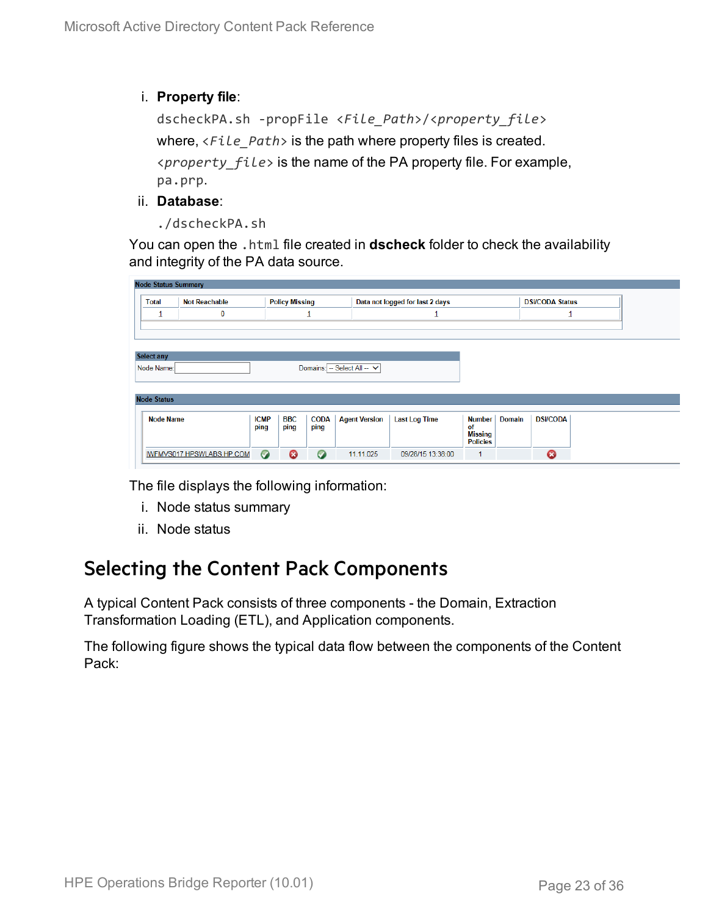i. **Property file**:

   ```
   dscheckPA.sh -propFile <File_Path>/<property_file>
   ```

   where, `<File_Path>` is the path where property files is created.

   `<property_file>` is the name of the PA property file. For example, `pa.prp`.

ii. **Database**:

   ```
   ./dscheckPA.sh
   ```

You can open the `.html` file created in **dscheck** folder to check the availability and integrity of the PA data source.

**Node Status Summary**

| Total | Not Reachable | Policy Missing | Data not logged for last 2 days | DSI/CODA Status |
|---|---|---|---|---|
| 1 | 0 | 1 | 1 | 1 |

**Select any**

Node Name: ______ Domains: -- Select All --

**Node Status**

| Node Name | ICMP ping | BBC ping | CODA ping | Agent Version | Last Log Time | Number of Missing Policies | Domain | DSI/CODA |
|---|---|---|---|---|---|---|---|---|
| IWFMVS017.HPSWLABS.HP.COM | ✓ | ✗ | ✓ | 11.11.025 | 09/28/15 13:38:00 | 1 | | ✗ |

The file displays the following information:

i. Node status summary
ii. Node status

## Selecting the Content Pack Components

A typical Content Pack consists of three components - the Domain, Extraction Transformation Loading (ETL), and Application components.

The following figure shows the typical data flow between the components of the Content Pack: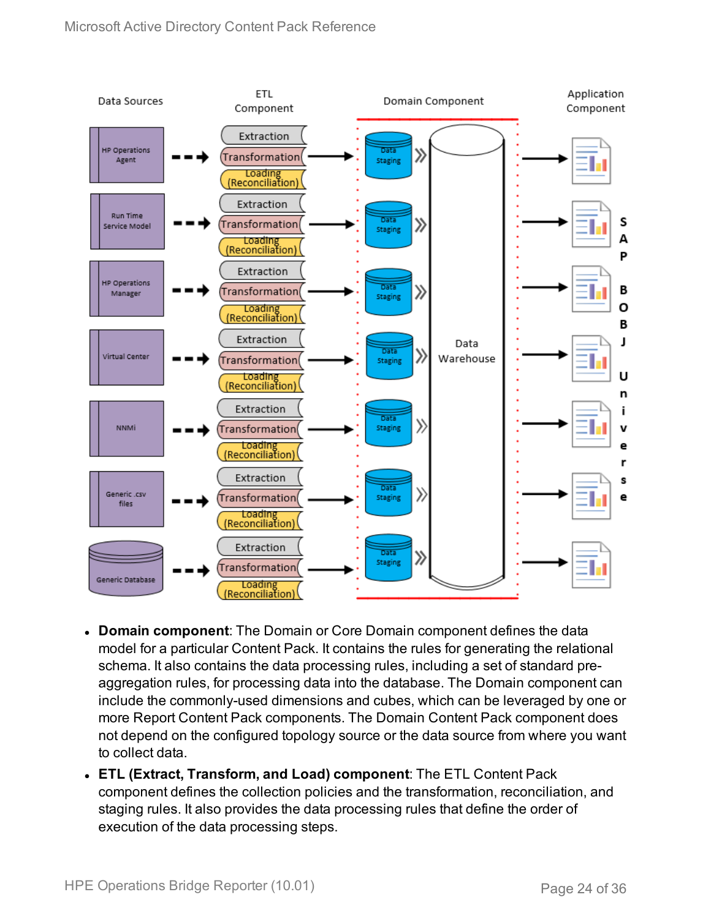- **Domain component**: The Domain or Core Domain component defines the data model for a particular Content Pack. It contains the rules for generating the relational schema. It also contains the data processing rules, including a set of standard pre-aggregation rules, for processing data into the database. The Domain component can include the commonly-used dimensions and cubes, which can be leveraged by one or more Report Content Pack components. The Domain Content Pack component does not depend on the configured topology source or the data source from where you want to collect data.
- **ETL (Extract, Transform, and Load) component**: The ETL Content Pack component defines the collection policies and the transformation, reconciliation, and staging rules. It also provides the data processing rules that define the order of execution of the data processing steps.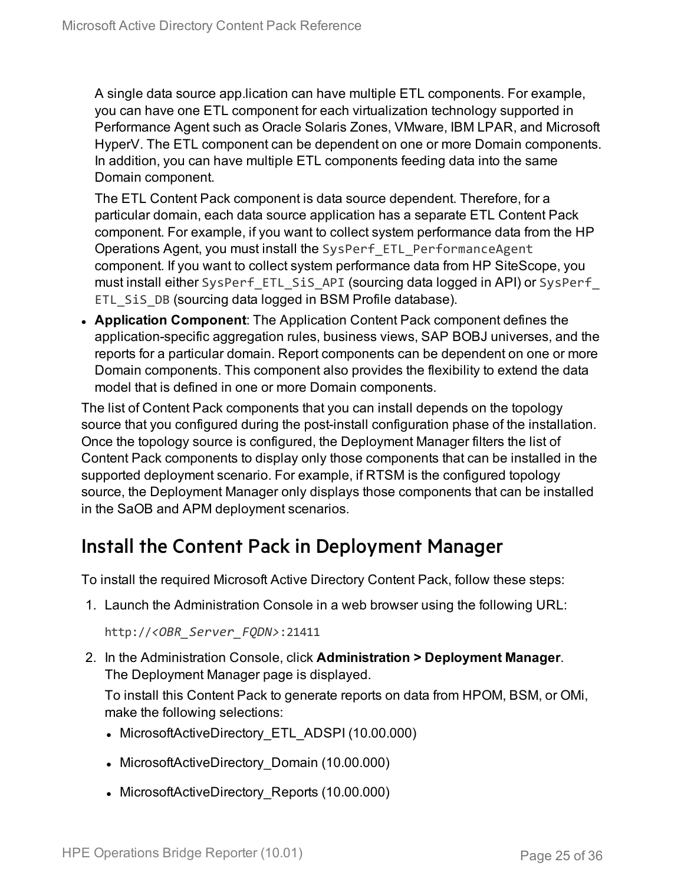A single data source app.lication can have multiple ETL components. For example, you can have one ETL component for each virtualization technology supported in Performance Agent such as Oracle Solaris Zones, VMware, IBM LPAR, and Microsoft HyperV. The ETL component can be dependent on one or more Domain components. In addition, you can have multiple ETL components feeding data into the same Domain component.

The ETL Content Pack component is data source dependent. Therefore, for a particular domain, each data source application has a separate ETL Content Pack component. For example, if you want to collect system performance data from the HP Operations Agent, you must install the `SysPerf_ETL_PerformanceAgent` component. If you want to collect system performance data from HP SiteScope, you must install either `SysPerf_ETL_SiS_API` (sourcing data logged in API) or `SysPerf_ETL_SiS_DB` (sourcing data logged in BSM Profile database).

- **Application Component**: The Application Content Pack component defines the application-specific aggregation rules, business views, SAP BOBJ universes, and the reports for a particular domain. Report components can be dependent on one or more Domain components. This component also provides the flexibility to extend the data model that is defined in one or more Domain components.

The list of Content Pack components that you can install depends on the topology source that you configured during the post-install configuration phase of the installation. Once the topology source is configured, the Deployment Manager filters the list of Content Pack components to display only those components that can be installed in the supported deployment scenario. For example, if RTSM is the configured topology source, the Deployment Manager only displays those components that can be installed in the SaOB and APM deployment scenarios.

## Install the Content Pack in Deployment Manager

To install the required Microsoft Active Directory Content Pack, follow these steps:

1. Launch the Administration Console in a web browser using the following URL:

   `http://<OBR_Server_FQDN>:21411`

2. In the Administration Console, click **Administration > Deployment Manager**. The Deployment Manager page is displayed.

   To install this Content Pack to generate reports on data from HPOM, BSM, or OMi, make the following selections:

   - MicrosoftActiveDirectory_ETL_ADSPI (10.00.000)
   - MicrosoftActiveDirectory_Domain (10.00.000)
   - MicrosoftActiveDirectory_Reports (10.00.000)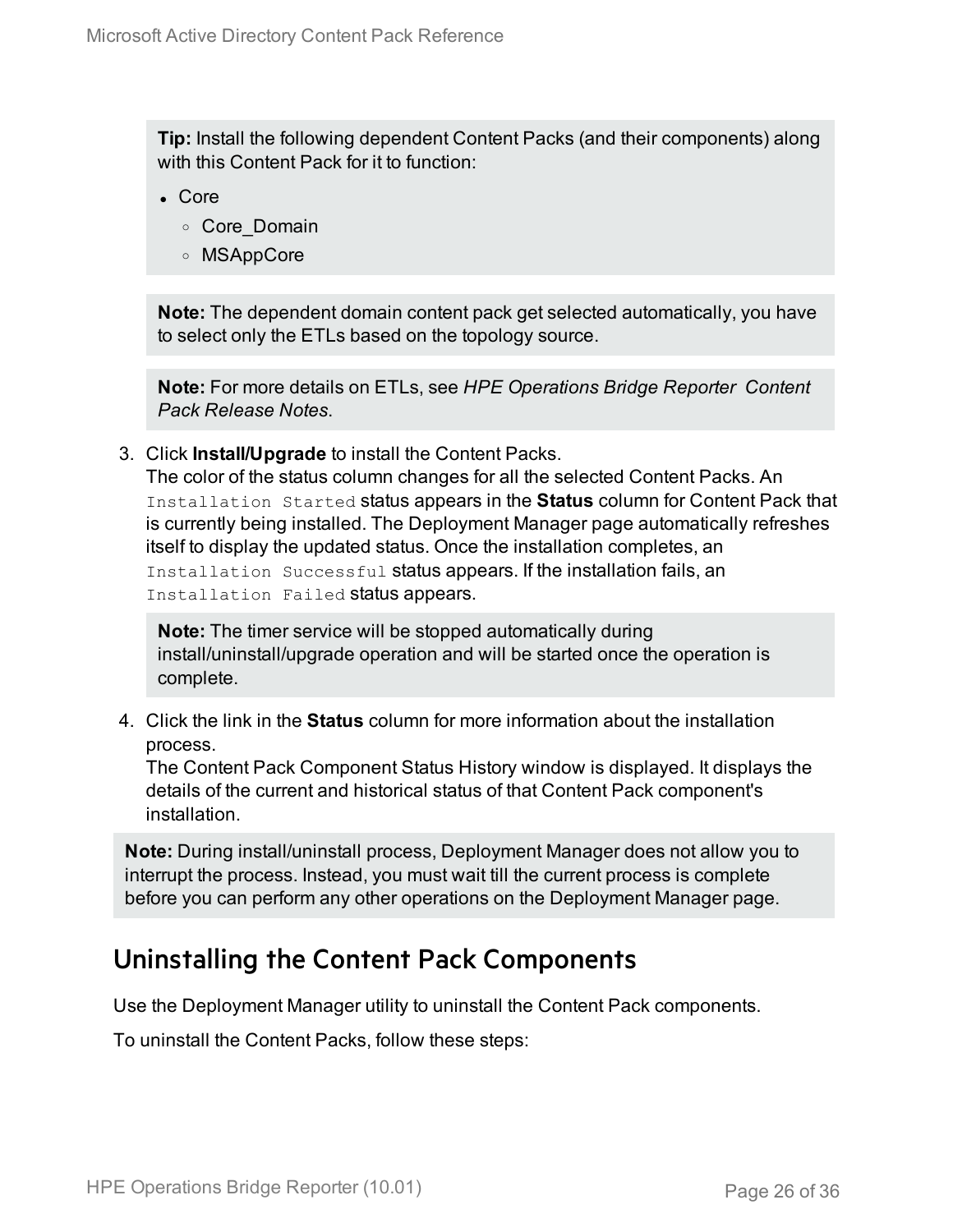**Tip:** Install the following dependent Content Packs (and their components) along with this Content Pack for it to function:

- Core
  - Core_Domain
  - MSAppCore

**Note:** The dependent domain content pack get selected automatically, you have to select only the ETLs based on the topology source.

**Note:** For more details on ETLs, see *HPE Operations Bridge Reporter Content Pack Release Notes*.

3. Click **Install/Upgrade** to install the Content Packs.
   The color of the status column changes for all the selected Content Packs. An `Installation Started` status appears in the **Status** column for Content Pack that is currently being installed. The Deployment Manager page automatically refreshes itself to display the updated status. Once the installation completes, an `Installation Successful` status appears. If the installation fails, an `Installation Failed` status appears.

   **Note:** The timer service will be stopped automatically during install/uninstall/upgrade operation and will be started once the operation is complete.

4. Click the link in the **Status** column for more information about the installation process.
   The Content Pack Component Status History window is displayed. It displays the details of the current and historical status of that Content Pack component's installation.

**Note:** During install/uninstall process, Deployment Manager does not allow you to interrupt the process. Instead, you must wait till the current process is complete before you can perform any other operations on the Deployment Manager page.

## Uninstalling the Content Pack Components

Use the Deployment Manager utility to uninstall the Content Pack components.

To uninstall the Content Packs, follow these steps: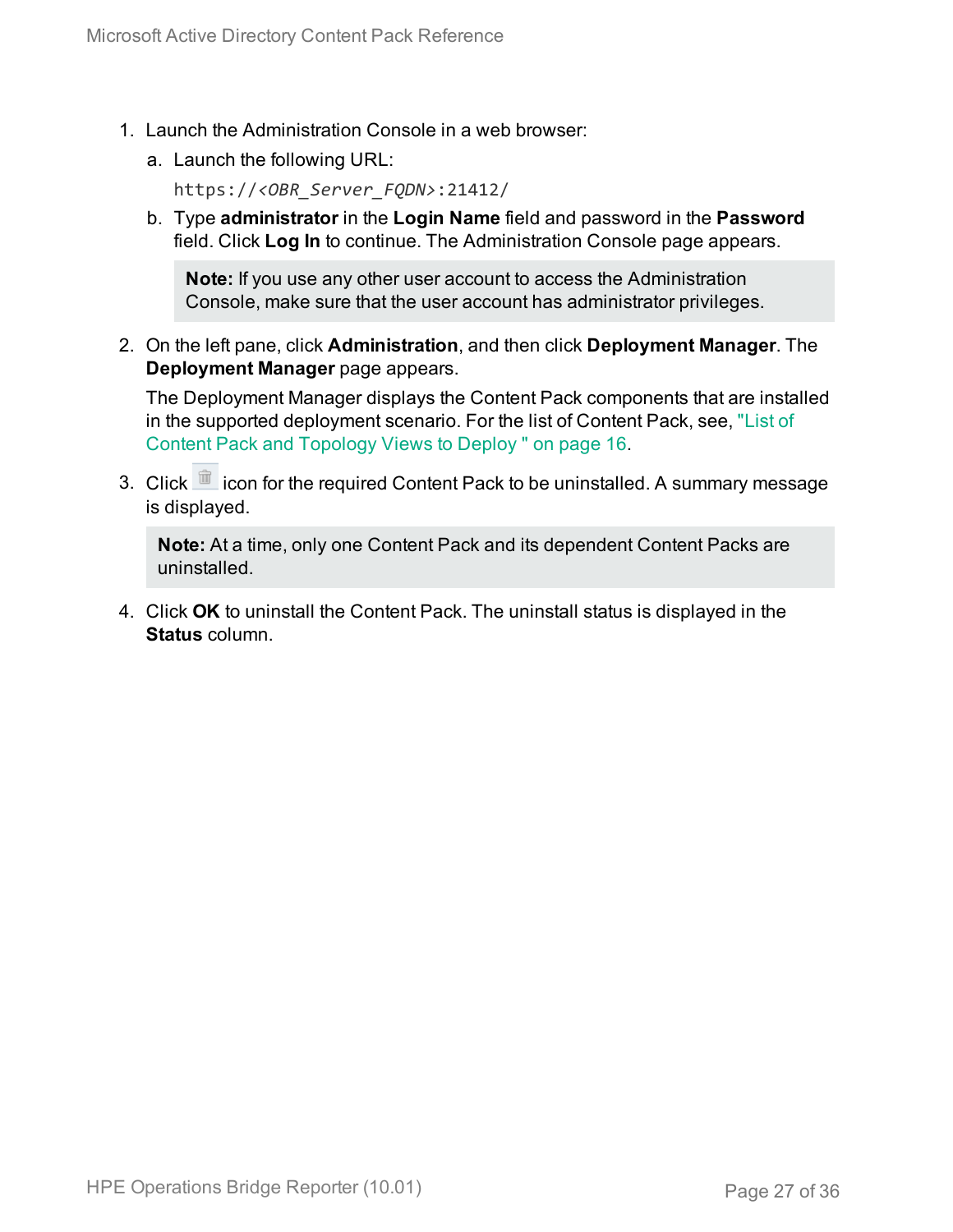1. Launch the Administration Console in a web browser:

   a. Launch the following URL:

      `https://<OBR_Server_FQDN>:21412/`

   b. Type **administrator** in the **Login Name** field and password in the **Password** field. Click **Log In** to continue. The Administration Console page appears.

      > **Note:** If you use any other user account to access the Administration Console, make sure that the user account has administrator privileges.

2. On the left pane, click **Administration**, and then click **Deployment Manager**. The **Deployment Manager** page appears.

   The Deployment Manager displays the Content Pack components that are installed in the supported deployment scenario. For the list of Content Pack, see, "List of Content Pack and Topology Views to Deploy " on page 16.

3. Click icon for the required Content Pack to be uninstalled. A summary message is displayed.

   > **Note:** At a time, only one Content Pack and its dependent Content Packs are uninstalled.

4. Click **OK** to uninstall the Content Pack. The uninstall status is displayed in the **Status** column.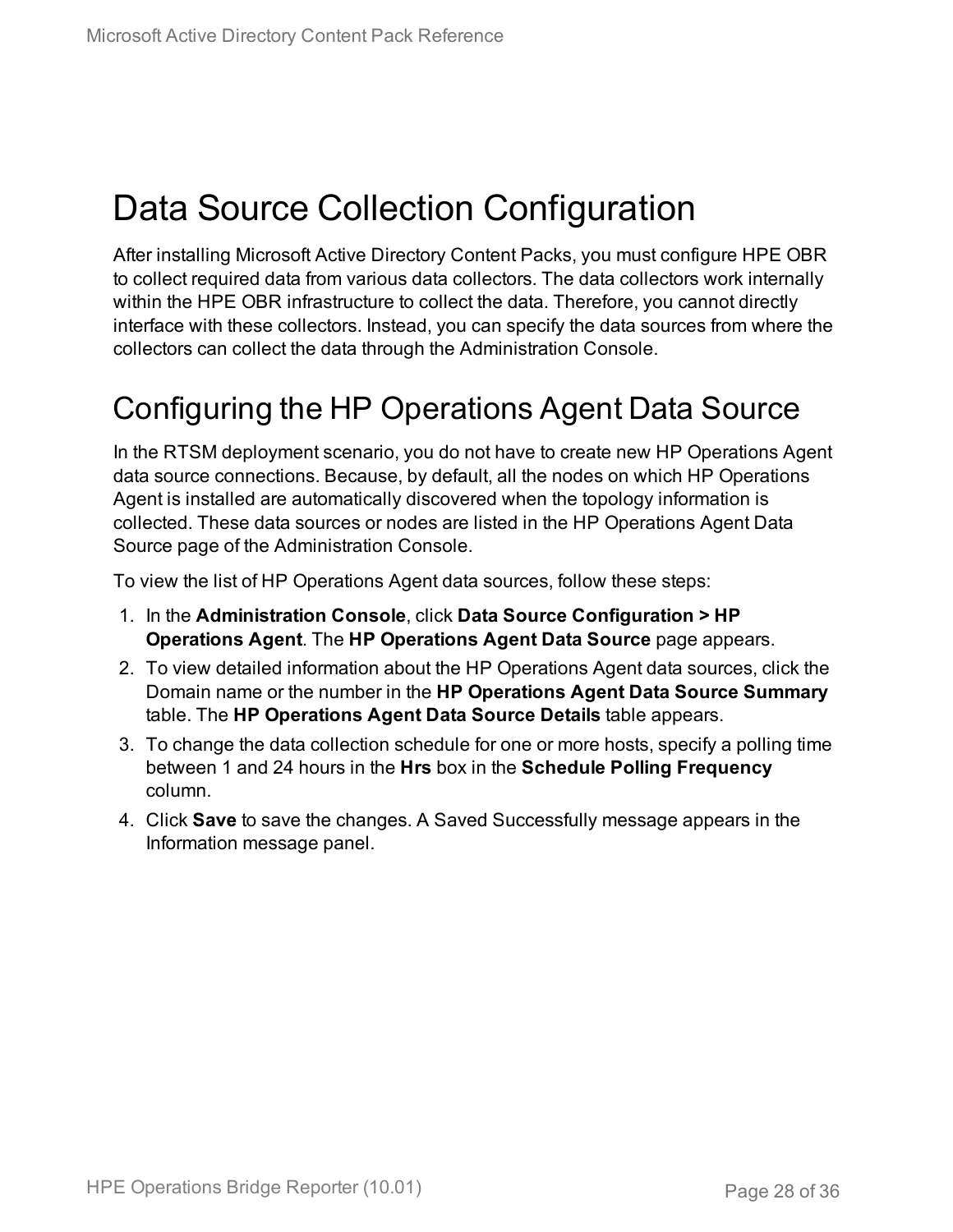# Data Source Collection Configuration

After installing Microsoft Active Directory Content Packs, you must configure HPE OBR to collect required data from various data collectors. The data collectors work internally within the HPE OBR infrastructure to collect the data. Therefore, you cannot directly interface with these collectors. Instead, you can specify the data sources from where the collectors can collect the data through the Administration Console.

## Configuring the HP Operations Agent Data Source

In the RTSM deployment scenario, you do not have to create new HP Operations Agent data source connections. Because, by default, all the nodes on which HP Operations Agent is installed are automatically discovered when the topology information is collected. These data sources or nodes are listed in the HP Operations Agent Data Source page of the Administration Console.

To view the list of HP Operations Agent data sources, follow these steps:

1. In the **Administration Console**, click **Data Source Configuration > HP Operations Agent**. The **HP Operations Agent Data Source** page appears.
2. To view detailed information about the HP Operations Agent data sources, click the Domain name or the number in the **HP Operations Agent Data Source Summary** table. The **HP Operations Agent Data Source Details** table appears.
3. To change the data collection schedule for one or more hosts, specify a polling time between 1 and 24 hours in the **Hrs** box in the **Schedule Polling Frequency** column.
4. Click **Save** to save the changes. A Saved Successfully message appears in the Information message panel.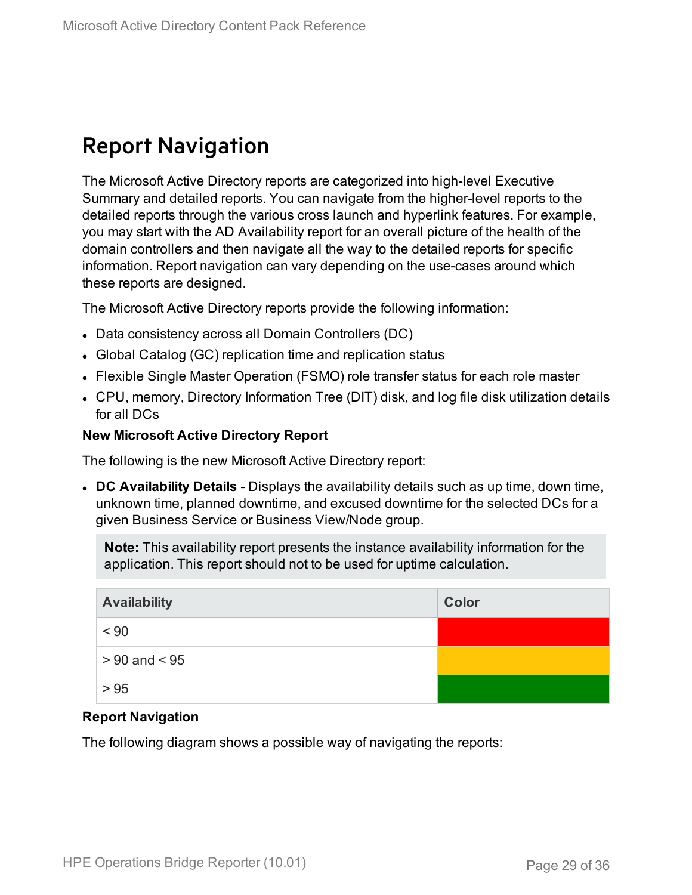# Report Navigation

The Microsoft Active Directory reports are categorized into high-level Executive Summary and detailed reports. You can navigate from the higher-level reports to the detailed reports through the various cross launch and hyperlink features. For example, you may start with the AD Availability report for an overall picture of the health of the domain controllers and then navigate all the way to the detailed reports for specific information. Report navigation can vary depending on the use-cases around which these reports are designed.

The Microsoft Active Directory reports provide the following information:

- Data consistency across all Domain Controllers (DC)
- Global Catalog (GC) replication time and replication status
- Flexible Single Master Operation (FSMO) role transfer status for each role master
- CPU, memory, Directory Information Tree (DIT) disk, and log file disk utilization details for all DCs

**New Microsoft Active Directory Report**

The following is the new Microsoft Active Directory report:

- **DC Availability Details** - Displays the availability details such as up time, down time, unknown time, planned downtime, and excused downtime for the selected DCs for a given Business Service or Business View/Node group.

> **Note:** This availability report presents the instance availability information for the application. This report should not to be used for uptime calculation.

| Availability | Color |
| --- | --- |
| < 90 | Red |
| > 90 and < 95 | Amber |
| > 95 | Green |

**Report Navigation**

The following diagram shows a possible way of navigating the reports: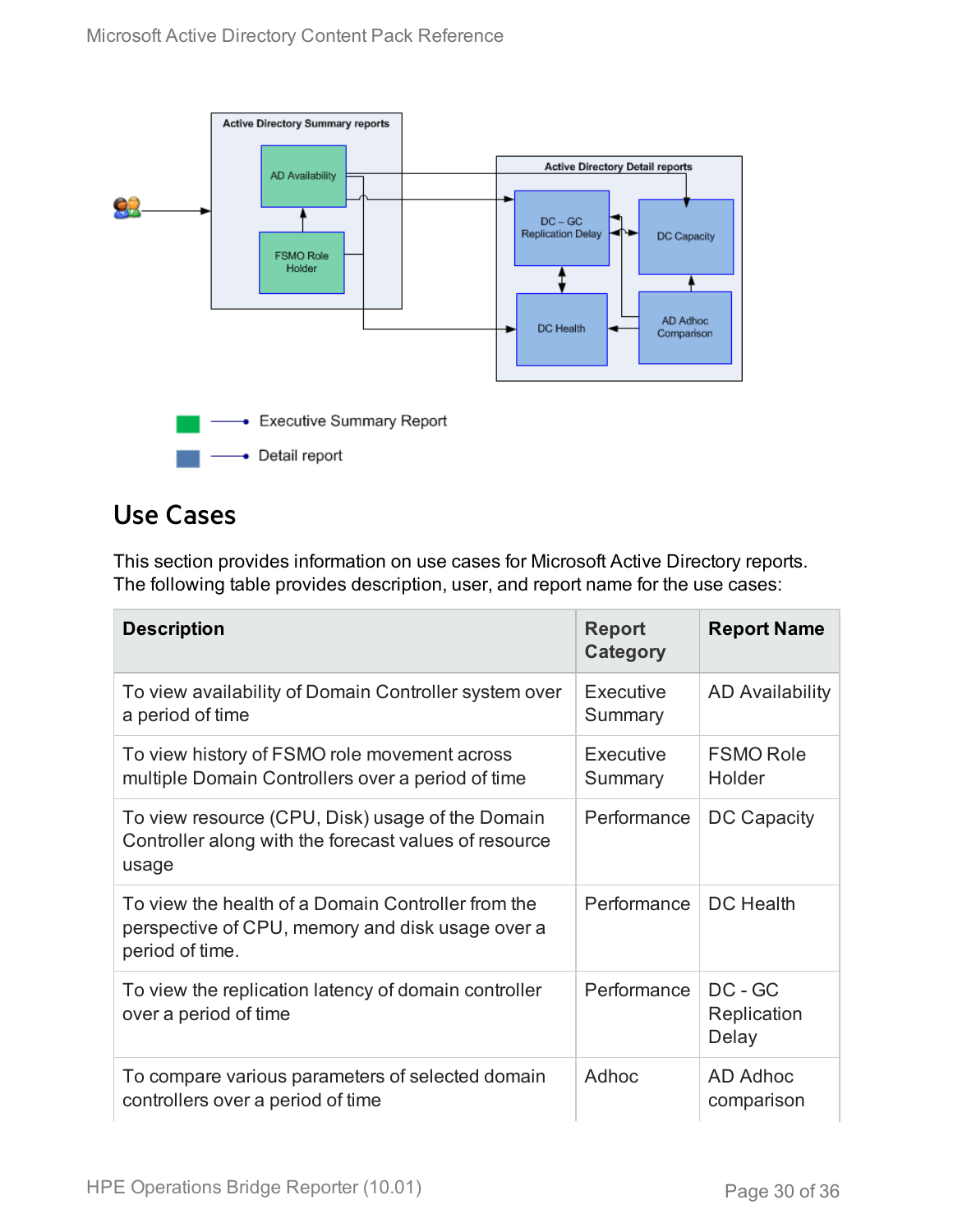## Use Cases

This section provides information on use cases for Microsoft Active Directory reports. The following table provides description, user, and report name for the use cases:

| Description | Report Category | Report Name |
| --- | --- | --- |
| To view availability of Domain Controller system over a period of time | Executive Summary | AD Availability |
| To view history of FSMO role movement across multiple Domain Controllers over a period of time | Executive Summary | FSMO Role Holder |
| To view resource (CPU, Disk) usage of the Domain Controller along with the forecast values of resource usage | Performance | DC Capacity |
| To view the health of a Domain Controller from the perspective of CPU, memory and disk usage over a period of time. | Performance | DC Health |
| To view the replication latency of domain controller over a period of time | Performance | DC - GC Replication Delay |
| To compare various parameters of selected domain controllers over a period of time | Adhoc | AD Adhoc comparison |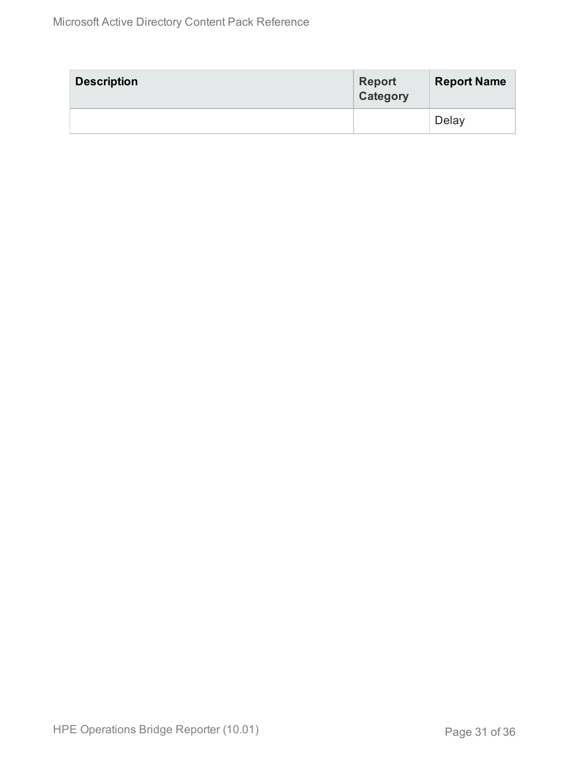| Description | Report Category | Report Name |
|---|---|---|
| | | Delay |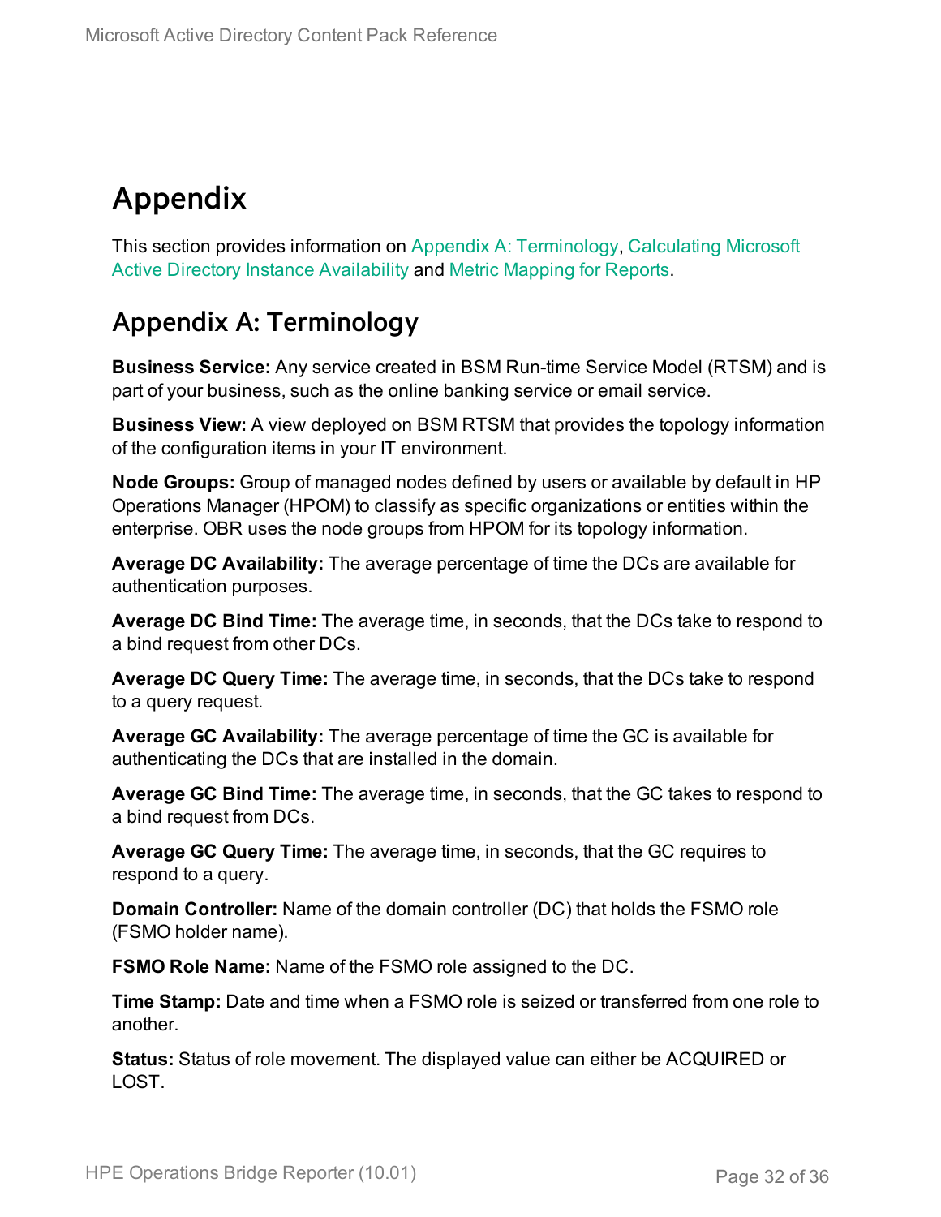# Appendix

This section provides information on Appendix A: Terminology, Calculating Microsoft Active Directory Instance Availability and Metric Mapping for Reports.

## Appendix A: Terminology

**Business Service:** Any service created in BSM Run-time Service Model (RTSM) and is part of your business, such as the online banking service or email service.

**Business View:** A view deployed on BSM RTSM that provides the topology information of the configuration items in your IT environment.

**Node Groups:** Group of managed nodes defined by users or available by default in HP Operations Manager (HPOM) to classify as specific organizations or entities within the enterprise. OBR uses the node groups from HPOM for its topology information.

**Average DC Availability:** The average percentage of time the DCs are available for authentication purposes.

**Average DC Bind Time:** The average time, in seconds, that the DCs take to respond to a bind request from other DCs.

**Average DC Query Time:** The average time, in seconds, that the DCs take to respond to a query request.

**Average GC Availability:** The average percentage of time the GC is available for authenticating the DCs that are installed in the domain.

**Average GC Bind Time:** The average time, in seconds, that the GC takes to respond to a bind request from DCs.

**Average GC Query Time:** The average time, in seconds, that the GC requires to respond to a query.

**Domain Controller:** Name of the domain controller (DC) that holds the FSMO role (FSMO holder name).

**FSMO Role Name:** Name of the FSMO role assigned to the DC.

**Time Stamp:** Date and time when a FSMO role is seized or transferred from one role to another.

**Status:** Status of role movement. The displayed value can either be ACQUIRED or LOST.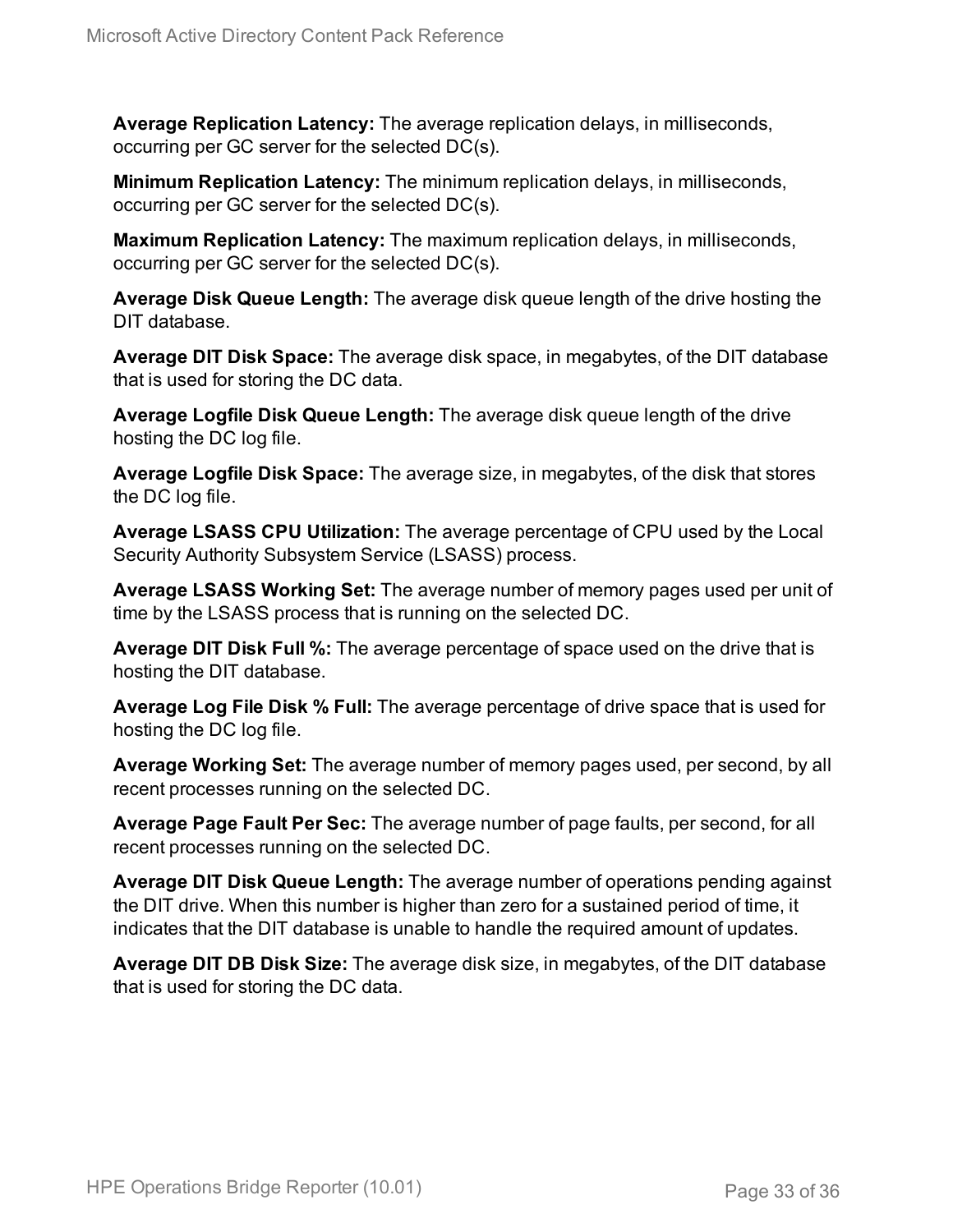**Average Replication Latency:** The average replication delays, in milliseconds, occurring per GC server for the selected DC(s).

**Minimum Replication Latency:** The minimum replication delays, in milliseconds, occurring per GC server for the selected DC(s).

**Maximum Replication Latency:** The maximum replication delays, in milliseconds, occurring per GC server for the selected DC(s).

**Average Disk Queue Length:** The average disk queue length of the drive hosting the DIT database.

**Average DIT Disk Space:** The average disk space, in megabytes, of the DIT database that is used for storing the DC data.

**Average Logfile Disk Queue Length:** The average disk queue length of the drive hosting the DC log file.

**Average Logfile Disk Space:** The average size, in megabytes, of the disk that stores the DC log file.

**Average LSASS CPU Utilization:** The average percentage of CPU used by the Local Security Authority Subsystem Service (LSASS) process.

**Average LSASS Working Set:** The average number of memory pages used per unit of time by the LSASS process that is running on the selected DC.

**Average DIT Disk Full %:** The average percentage of space used on the drive that is hosting the DIT database.

**Average Log File Disk % Full:** The average percentage of drive space that is used for hosting the DC log file.

**Average Working Set:** The average number of memory pages used, per second, by all recent processes running on the selected DC.

**Average Page Fault Per Sec:** The average number of page faults, per second, for all recent processes running on the selected DC.

**Average DIT Disk Queue Length:** The average number of operations pending against the DIT drive. When this number is higher than zero for a sustained period of time, it indicates that the DIT database is unable to handle the required amount of updates.

**Average DIT DB Disk Size:** The average disk size, in megabytes, of the DIT database that is used for storing the DC data.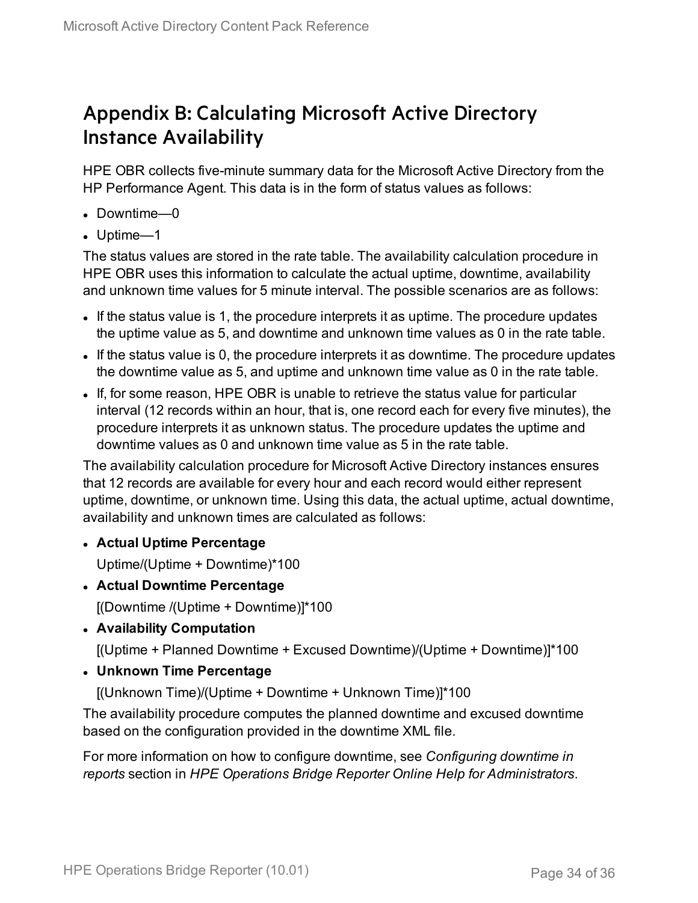# Appendix B: Calculating Microsoft Active Directory Instance Availability

HPE OBR collects five-minute summary data for the Microsoft Active Directory from the HP Performance Agent. This data is in the form of status values as follows:

- Downtime—0
- Uptime—1

The status values are stored in the rate table. The availability calculation procedure in HPE OBR uses this information to calculate the actual uptime, downtime, availability and unknown time values for 5 minute interval. The possible scenarios are as follows:

- If the status value is 1, the procedure interprets it as uptime. The procedure updates the uptime value as 5, and downtime and unknown time values as 0 in the rate table.
- If the status value is 0, the procedure interprets it as downtime. The procedure updates the downtime value as 5, and uptime and unknown time value as 0 in the rate table.
- If, for some reason, HPE OBR is unable to retrieve the status value for particular interval (12 records within an hour, that is, one record each for every five minutes), the procedure interprets it as unknown status. The procedure updates the uptime and downtime values as 0 and unknown time value as 5 in the rate table.

The availability calculation procedure for Microsoft Active Directory instances ensures that 12 records are available for every hour and each record would either represent uptime, downtime, or unknown time. Using this data, the actual uptime, actual downtime, availability and unknown times are calculated as follows:

- **Actual Uptime Percentage**

  Uptime/(Uptime + Downtime)*100

- **Actual Downtime Percentage**

  [(Downtime /(Uptime + Downtime)]*100

- **Availability Computation**

  [(Uptime + Planned Downtime + Excused Downtime)/(Uptime + Downtime)]*100

- **Unknown Time Percentage**

  [(Unknown Time)/(Uptime + Downtime + Unknown Time)]*100

The availability procedure computes the planned downtime and excused downtime based on the configuration provided in the downtime XML file.

For more information on how to configure downtime, see *Configuring downtime in reports* section in *HPE Operations Bridge Reporter Online Help for Administrators*.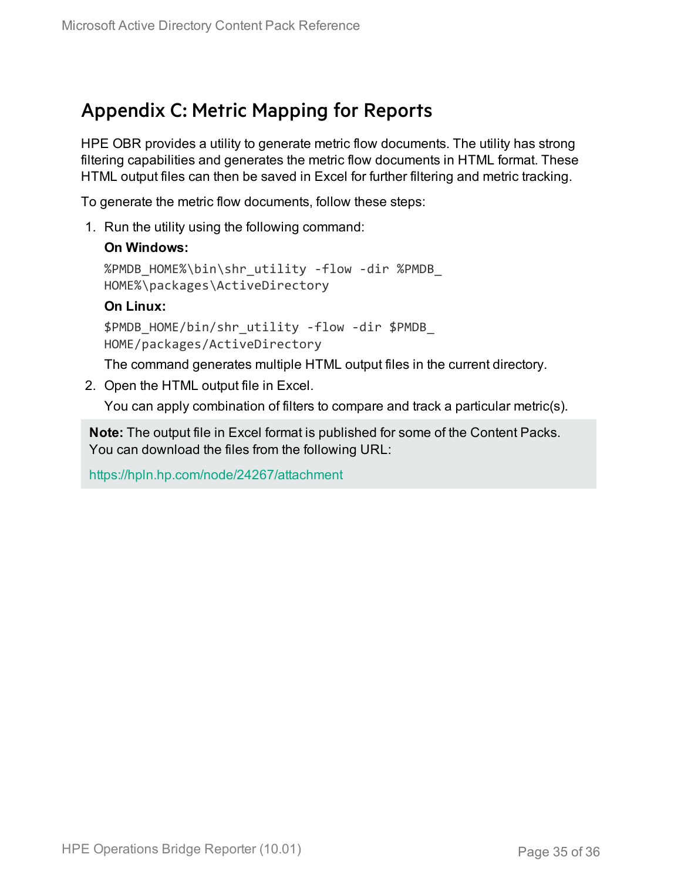# Appendix C: Metric Mapping for Reports

HPE OBR provides a utility to generate metric flow documents. The utility has strong filtering capabilities and generates the metric flow documents in HTML format. These HTML output files can then be saved in Excel for further filtering and metric tracking.

To generate the metric flow documents, follow these steps:

1. Run the utility using the following command:

   **On Windows:**

   ```
   %PMDB_HOME%\bin\shr_utility -flow -dir %PMDB_HOME%\packages\ActiveDirectory
   ```

   **On Linux:**

   ```
   $PMDB_HOME/bin/shr_utility -flow -dir $PMDB_HOME/packages/ActiveDirectory
   ```

   The command generates multiple HTML output files in the current directory.

2. Open the HTML output file in Excel.

   You can apply combination of filters to compare and track a particular metric(s).

> **Note:** The output file in Excel format is published for some of the Content Packs. You can download the files from the following URL:
>
> https://hpln.hp.com/node/24267/attachment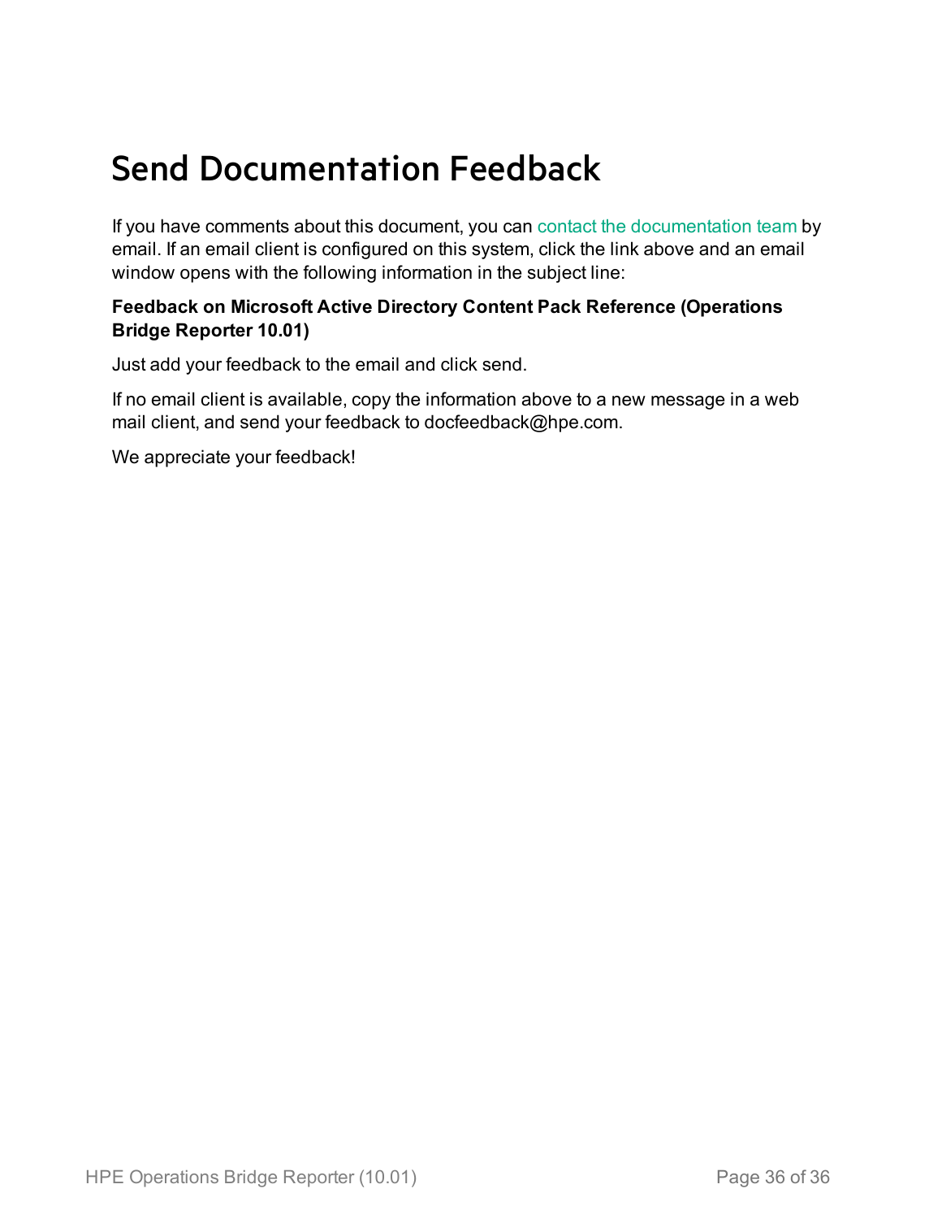# Send Documentation Feedback

If you have comments about this document, you can contact the documentation team by email. If an email client is configured on this system, click the link above and an email window opens with the following information in the subject line:

**Feedback on Microsoft Active Directory Content Pack Reference (Operations Bridge Reporter 10.01)**

Just add your feedback to the email and click send.

If no email client is available, copy the information above to a new message in a web mail client, and send your feedback to docfeedback@hpe.com.

We appreciate your feedback!